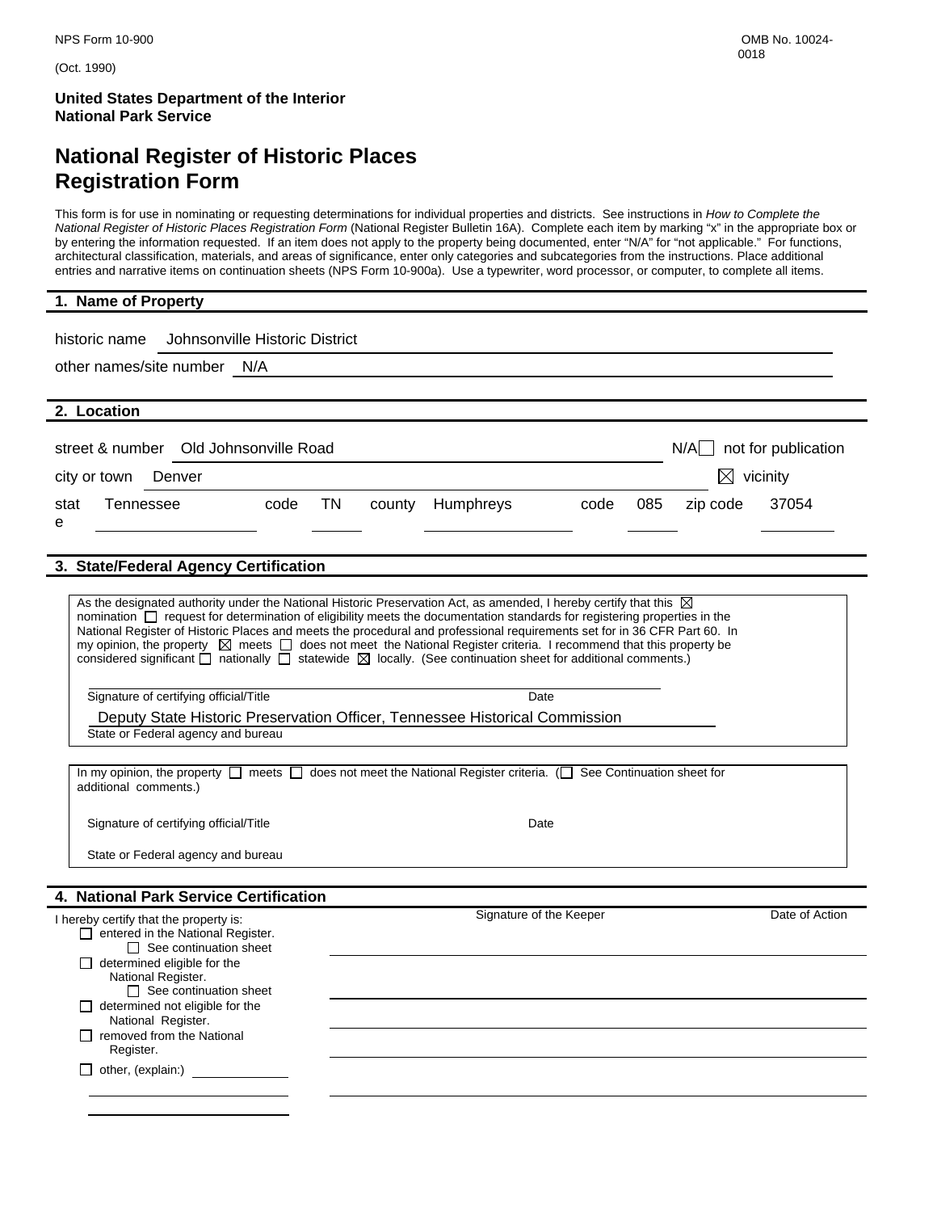NPS Form 10-900 OMB No. 10024-0018

(Oct. 1990)

**United States Department of the Interior**
**National Park Service**

# National Register of Historic Places Registration Form

This form is for use in nominating or requesting determinations for individual properties and districts. See instructions in *How to Complete the National Register of Historic Places Registration Form* (National Register Bulletin 16A). Complete each item by marking "x" in the appropriate box or by entering the information requested. If an item does not apply to the property being documented, enter "N/A" for "not applicable." For functions, architectural classification, materials, and areas of significance, enter only categories and subcategories from the instructions. Place additional entries and narrative items on continuation sheets (NPS Form 10-900a). Use a typewriter, word processor, or computer, to complete all items.

## 1. Name of Property

historic name Johnsonville Historic District

other names/site number N/A

## 2. Location

street & number Old Johnsonville Road ☐ N/A not for publication

city or town Denver ☒ vicinity

state Tennessee code TN county Humphreys code 085 zip code 37054

## 3. State/Federal Agency Certification

As the designated authority under the National Historic Preservation Act, as amended, I hereby certify that this ☒ nomination ☐ request for determination of eligibility meets the documentation standards for registering properties in the National Register of Historic Places and meets the procedural and professional requirements set for in 36 CFR Part 60. In my opinion, the property ☒ meets ☐ does not meet the National Register criteria. I recommend that this property be considered significant ☐ nationally ☐ statewide ☒ locally. (See continuation sheet for additional comments.)

Signature of certifying official/Title Date

Deputy State Historic Preservation Officer, Tennessee Historical Commission
State or Federal agency and bureau

In my opinion, the property ☐ meets ☐ does not meet the National Register criteria. (☐ See Continuation sheet for additional comments.)

Signature of certifying official/Title Date

State or Federal agency and bureau

## 4. National Park Service Certification

I hereby certify that the property is: Signature of the Keeper Date of Action

- ☐ entered in the National Register.
  - ☐ See continuation sheet
- ☐ determined eligible for the National Register.
  - ☐ See continuation sheet
- ☐ determined not eligible for the National Register.
- ☐ removed from the National Register.
- ☐ other, (explain:)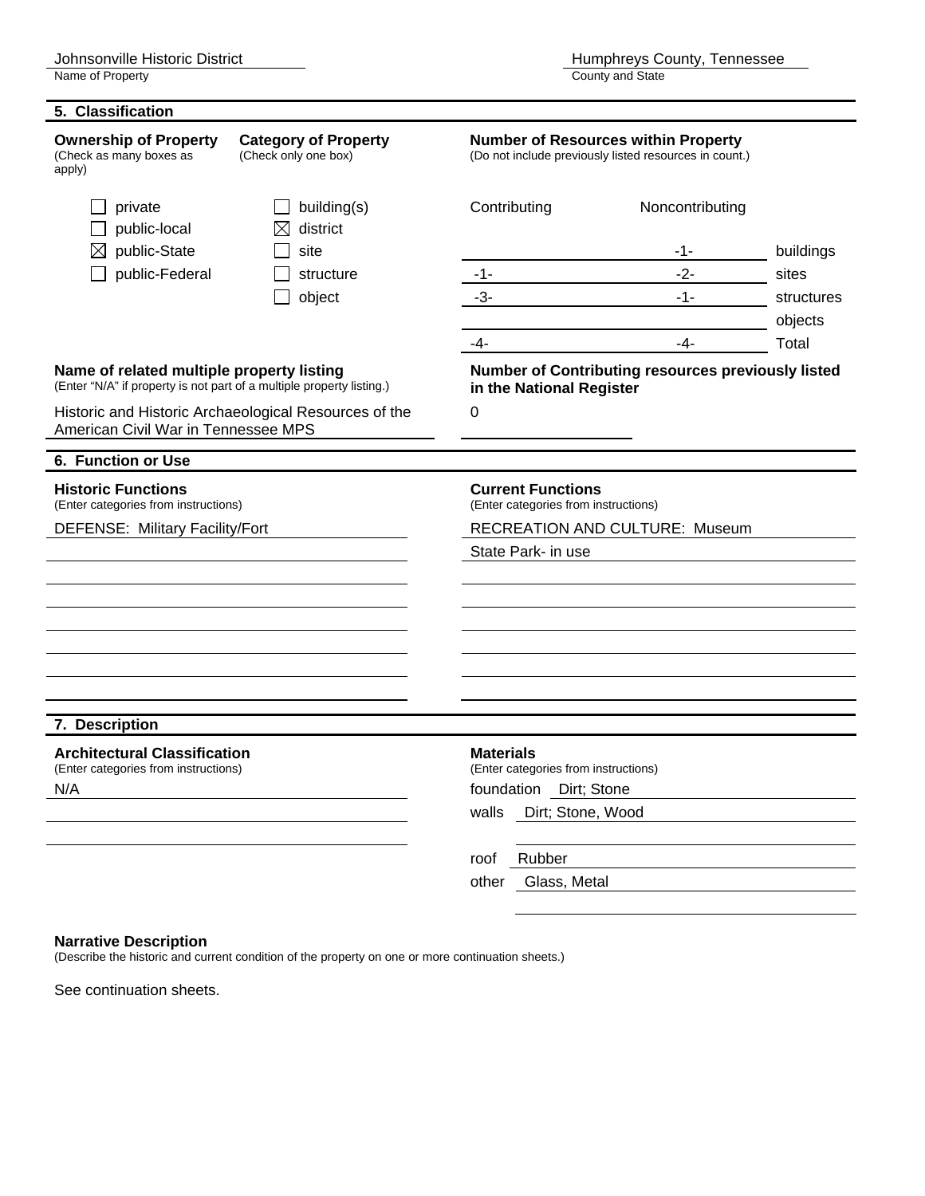Johnsonville Historic District
Name of Property

Humphreys County, Tennessee
County and State

## 5. Classification

**Ownership of Property**
(Check as many boxes as apply)

- [ ] private
- [ ] public-local
- [x] public-State
- [ ] public-Federal

**Category of Property**
(Check only one box)

- [ ] building(s)
- [x] district
- [ ] site
- [ ] structure
- [ ] object

**Number of Resources within Property**
(Do not include previously listed resources in count.)

| Contributing | Noncontributing | |
|---|---|---|
| | -1- | buildings |
| -1- | -2- | sites |
| -3- | -1- | structures |
| | | objects |
| -4- | -4- | Total |

**Name of related multiple property listing**
(Enter "N/A" if property is not part of a multiple property listing.)

Historic and Historic Archaeological Resources of the American Civil War in Tennessee MPS

**Number of Contributing resources previously listed in the National Register**

0

## 6. Function or Use

**Historic Functions**
(Enter categories from instructions)

DEFENSE: Military Facility/Fort

**Current Functions**
(Enter categories from instructions)

RECREATION AND CULTURE: Museum
State Park- in use

## 7. Description

**Architectural Classification**
(Enter categories from instructions)

N/A

**Materials**
(Enter categories from instructions)

foundation Dirt; Stone
walls Dirt; Stone, Wood
roof Rubber
other Glass, Metal

**Narrative Description**
(Describe the historic and current condition of the property on one or more continuation sheets.)

See continuation sheets.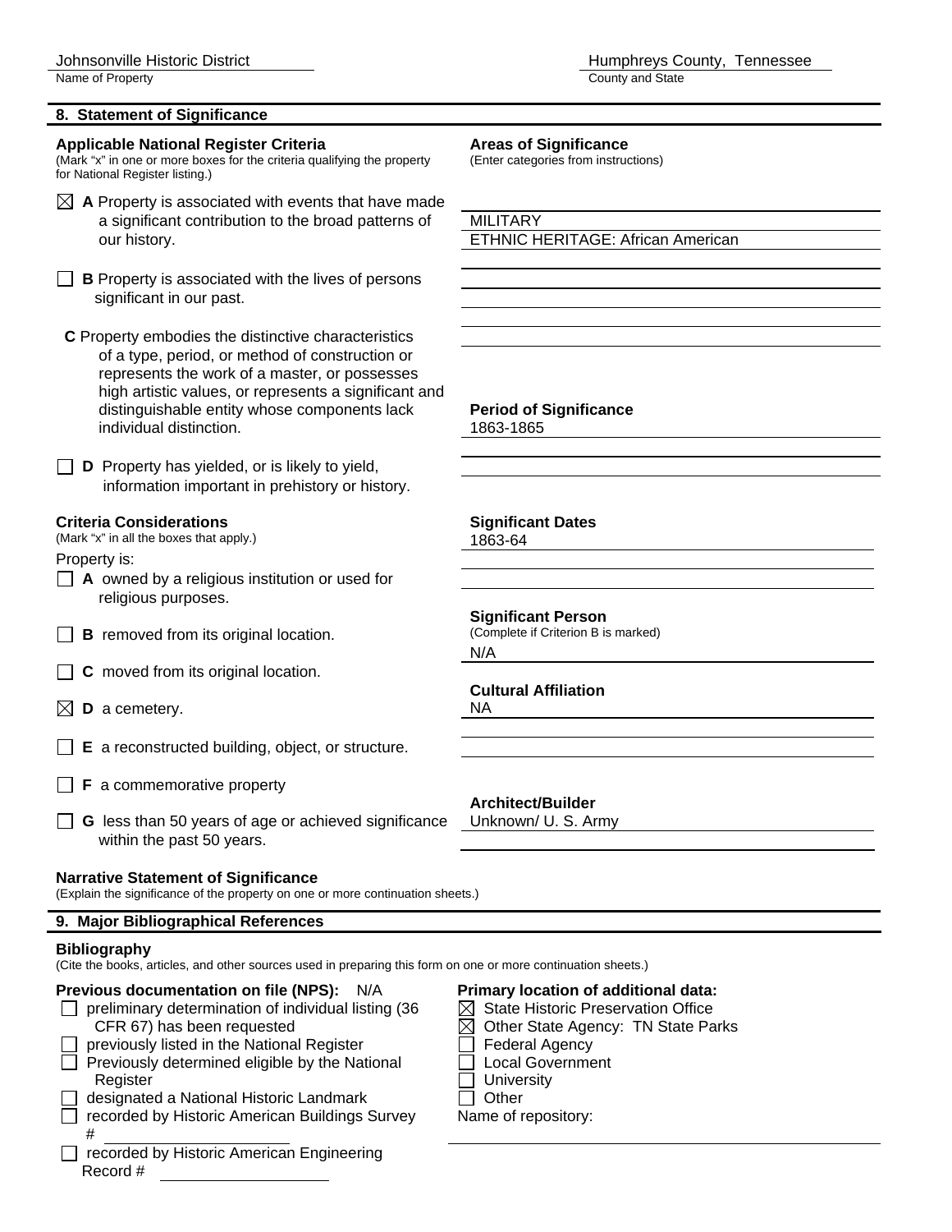Johnsonville Historic District
Name of Property

Humphreys County, Tennessee
County and State

## 8. Statement of Significance

**Applicable National Register Criteria**
(Mark "x" in one or more boxes for the criteria qualifying the property for National Register listing.)

☒ **A** Property is associated with events that have made a significant contribution to the broad patterns of our history.

☐ **B** Property is associated with the lives of persons significant in our past.

**C** Property embodies the distinctive characteristics of a type, period, or method of construction or represents the work of a master, or possesses high artistic values, or represents a significant and distinguishable entity whose components lack individual distinction.

☐ **D** Property has yielded, or is likely to yield, information important in prehistory or history.

**Criteria Considerations**
(Mark "x" in all the boxes that apply.)

Property is:

☐ **A** owned by a religious institution or used for religious purposes.

☐ **B** removed from its original location.

☐ **C** moved from its original location.

☒ **D** a cemetery.

☐ **E** a reconstructed building, object, or structure.

☐ **F** a commemorative property

☐ **G** less than 50 years of age or achieved significance within the past 50 years.

**Areas of Significance**
(Enter categories from instructions)

MILITARY
ETHNIC HERITAGE: African American

**Period of Significance**
1863-1865

**Significant Dates**
1863-64

**Significant Person**
(Complete if Criterion B is marked)
N/A

**Cultural Affiliation**
NA

**Architect/Builder**
Unknown/ U. S. Army

**Narrative Statement of Significance**
(Explain the significance of the property on one or more continuation sheets.)

## 9. Major Bibliographical References

**Bibliography**
(Cite the books, articles, and other sources used in preparing this form on one or more continuation sheets.)

**Previous documentation on file (NPS):** N/A

☐ preliminary determination of individual listing (36 CFR 67) has been requested
☐ previously listed in the National Register
☐ Previously determined eligible by the National Register
☐ designated a National Historic Landmark
☐ recorded by Historic American Buildings Survey #
☐ recorded by Historic American Engineering Record #

**Primary location of additional data:**

☒ State Historic Preservation Office
☒ Other State Agency: TN State Parks
☐ Federal Agency
☐ Local Government
☐ University
☐ Other

Name of repository: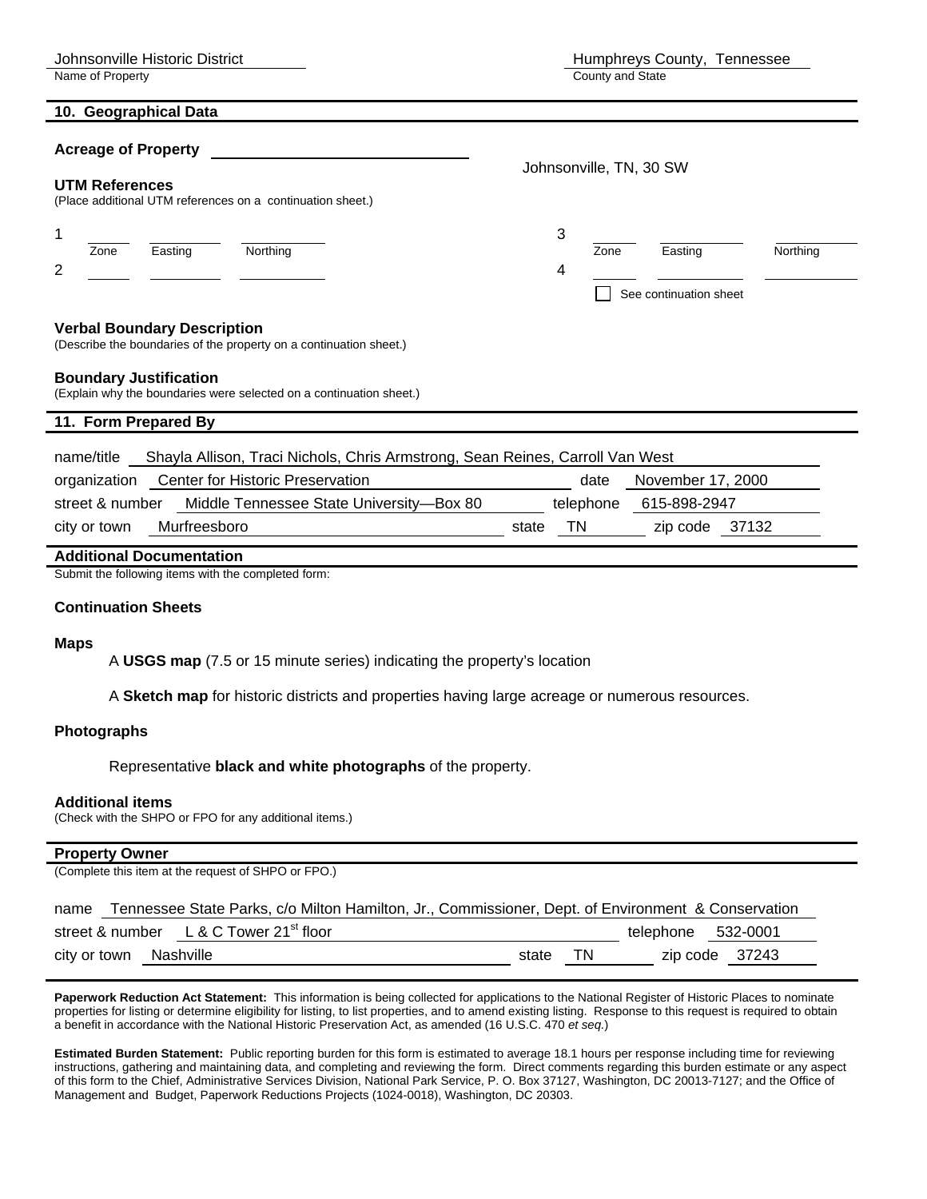Johnsonville Historic District
Name of Property

Humphreys County, Tennessee
County and State

## 10. Geographical Data

**Acreage of Property** \_\_\_\_\_\_\_\_\_\_\_\_\_\_\_\_\_\_\_\_\_\_\_\_\_\_\_\_\_

Johnsonville, TN, 30 SW

**UTM References**
(Place additional UTM references on a continuation sheet.)

| | Zone | Easting | Northing | | Zone | Easting | Northing |
|---|---|---|---|---|---|---|---|
| 1 | | | | 3 | | | |
| 2 | | | | 4 | | | |

☐ See continuation sheet

**Verbal Boundary Description**
(Describe the boundaries of the property on a continuation sheet.)

**Boundary Justification**
(Explain why the boundaries were selected on a continuation sheet.)

## 11. Form Prepared By

name/title Shayla Allison, Traci Nichols, Chris Armstrong, Sean Reines, Carroll Van West

organization Center for Historic Preservation date November 17, 2000

street & number Middle Tennessee State University—Box 80 telephone 615-898-2947

city or town Murfreesboro state TN zip code 37132

## Additional Documentation

Submit the following items with the completed form:

### Continuation Sheets

### Maps

A **USGS map** (7.5 or 15 minute series) indicating the property's location

A **Sketch map** for historic districts and properties having large acreage or numerous resources.

### Photographs

Representative **black and white photographs** of the property.

### Additional items

(Check with the SHPO or FPO for any additional items.)

## Property Owner

(Complete this item at the request of SHPO or FPO.)

name Tennessee State Parks, c/o Milton Hamilton, Jr., Commissioner, Dept. of Environment & Conservation

street & number L & C Tower 21st floor telephone 532-0001

city or town Nashville state TN zip code 37243

**Paperwork Reduction Act Statement:** This information is being collected for applications to the National Register of Historic Places to nominate properties for listing or determine eligibility for listing, to list properties, and to amend existing listing. Response to this request is required to obtain a benefit in accordance with the National Historic Preservation Act, as amended (16 U.S.C. 470 *et seq.*)

**Estimated Burden Statement:** Public reporting burden for this form is estimated to average 18.1 hours per response including time for reviewing instructions, gathering and maintaining data, and completing and reviewing the form. Direct comments regarding this burden estimate or any aspect of this form to the Chief, Administrative Services Division, National Park Service, P. O. Box 37127, Washington, DC 20013-7127; and the Office of Management and Budget, Paperwork Reductions Projects (1024-0018), Washington, DC 20303.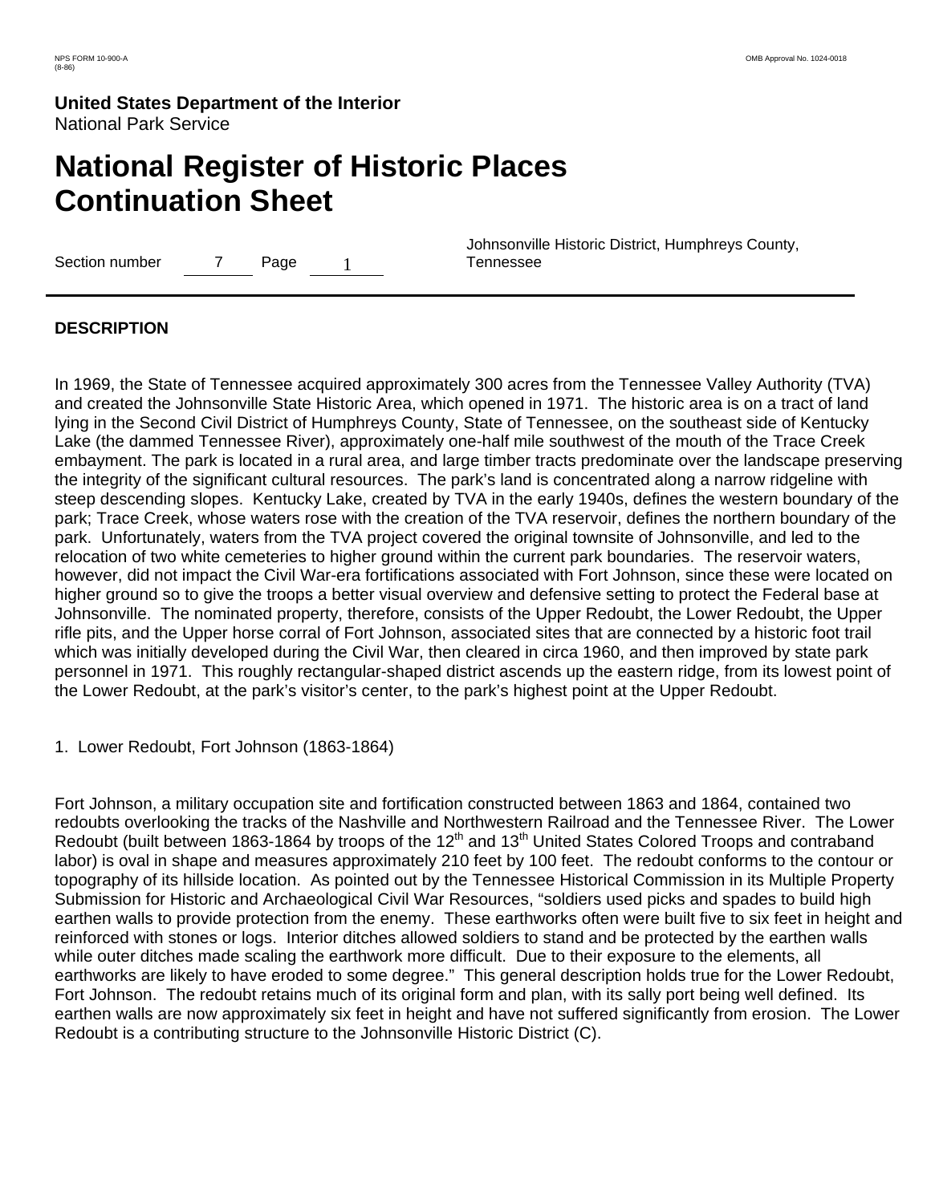**United States Department of the Interior**
National Park Service

# National Register of Historic Places Continuation Sheet

Section number 7 Page 1

Johnsonville Historic District, Humphreys County, Tennessee

## DESCRIPTION

In 1969, the State of Tennessee acquired approximately 300 acres from the Tennessee Valley Authority (TVA) and created the Johnsonville State Historic Area, which opened in 1971. The historic area is on a tract of land lying in the Second Civil District of Humphreys County, State of Tennessee, on the southeast side of Kentucky Lake (the dammed Tennessee River), approximately one-half mile southwest of the mouth of the Trace Creek embayment. The park is located in a rural area, and large timber tracts predominate over the landscape preserving the integrity of the significant cultural resources. The park's land is concentrated along a narrow ridgeline with steep descending slopes. Kentucky Lake, created by TVA in the early 1940s, defines the western boundary of the park; Trace Creek, whose waters rose with the creation of the TVA reservoir, defines the northern boundary of the park. Unfortunately, waters from the TVA project covered the original townsite of Johnsonville, and led to the relocation of two white cemeteries to higher ground within the current park boundaries. The reservoir waters, however, did not impact the Civil War-era fortifications associated with Fort Johnson, since these were located on higher ground so to give the troops a better visual overview and defensive setting to protect the Federal base at Johnsonville. The nominated property, therefore, consists of the Upper Redoubt, the Lower Redoubt, the Upper rifle pits, and the Upper horse corral of Fort Johnson, associated sites that are connected by a historic foot trail which was initially developed during the Civil War, then cleared in circa 1960, and then improved by state park personnel in 1971. This roughly rectangular-shaped district ascends up the eastern ridge, from its lowest point of the Lower Redoubt, at the park's visitor's center, to the park's highest point at the Upper Redoubt.

1. Lower Redoubt, Fort Johnson (1863-1864)

Fort Johnson, a military occupation site and fortification constructed between 1863 and 1864, contained two redoubts overlooking the tracks of the Nashville and Northwestern Railroad and the Tennessee River. The Lower Redoubt (built between 1863-1864 by troops of the 12th and 13th United States Colored Troops and contraband labor) is oval in shape and measures approximately 210 feet by 100 feet. The redoubt conforms to the contour or topography of its hillside location. As pointed out by the Tennessee Historical Commission in its Multiple Property Submission for Historic and Archaeological Civil War Resources, "soldiers used picks and spades to build high earthen walls to provide protection from the enemy. These earthworks often were built five to six feet in height and reinforced with stones or logs. Interior ditches allowed soldiers to stand and be protected by the earthen walls while outer ditches made scaling the earthwork more difficult. Due to their exposure to the elements, all earthworks are likely to have eroded to some degree." This general description holds true for the Lower Redoubt, Fort Johnson. The redoubt retains much of its original form and plan, with its sally port being well defined. Its earthen walls are now approximately six feet in height and have not suffered significantly from erosion. The Lower Redoubt is a contributing structure to the Johnsonville Historic District (C).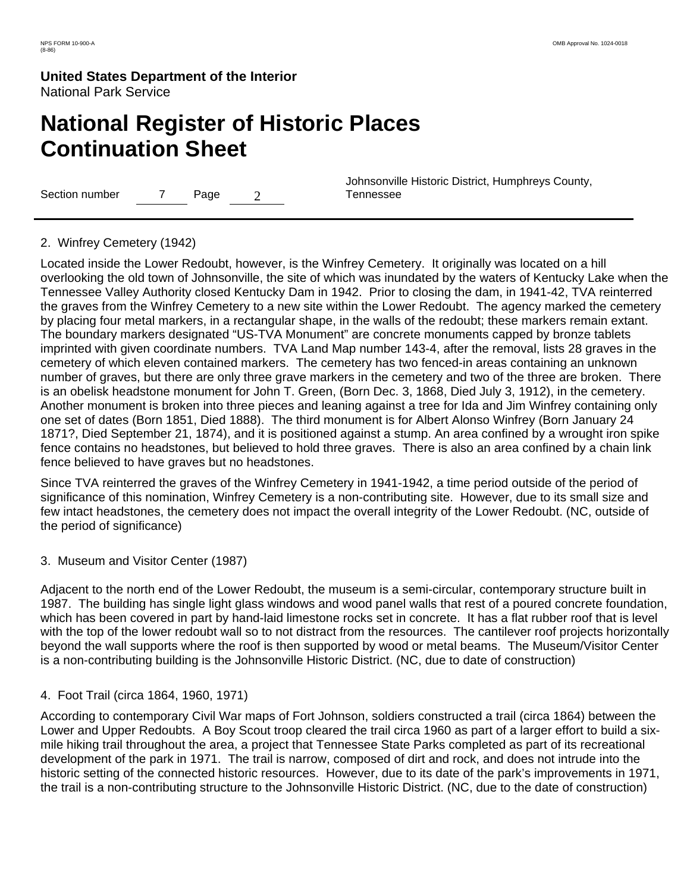2. Winfrey Cemetery (1942)

Located inside the Lower Redoubt, however, is the Winfrey Cemetery. It originally was located on a hill overlooking the old town of Johnsonville, the site of which was inundated by the waters of Kentucky Lake when the Tennessee Valley Authority closed Kentucky Dam in 1942. Prior to closing the dam, in 1941-42, TVA reinterred the graves from the Winfrey Cemetery to a new site within the Lower Redoubt. The agency marked the cemetery by placing four metal markers, in a rectangular shape, in the walls of the redoubt; these markers remain extant. The boundary markers designated “US-TVA Monument” are concrete monuments capped by bronze tablets imprinted with given coordinate numbers. TVA Land Map number 143-4, after the removal, lists 28 graves in the cemetery of which eleven contained markers. The cemetery has two fenced-in areas containing an unknown number of graves, but there are only three grave markers in the cemetery and two of the three are broken. There is an obelisk headstone monument for John T. Green, (Born Dec. 3, 1868, Died July 3, 1912), in the cemetery. Another monument is broken into three pieces and leaning against a tree for Ida and Jim Winfrey containing only one set of dates (Born 1851, Died 1888). The third monument is for Albert Alonso Winfrey (Born January 24 1871?, Died September 21, 1874), and it is positioned against a stump. An area confined by a wrought iron spike fence contains no headstones, but believed to hold three graves. There is also an area confined by a chain link fence believed to have graves but no headstones.

Since TVA reinterred the graves of the Winfrey Cemetery in 1941-1942, a time period outside of the period of significance of this nomination, Winfrey Cemetery is a non-contributing site. However, due to its small size and few intact headstones, the cemetery does not impact the overall integrity of the Lower Redoubt. (NC, outside of the period of significance)

3. Museum and Visitor Center (1987)

Adjacent to the north end of the Lower Redoubt, the museum is a semi-circular, contemporary structure built in 1987. The building has single light glass windows and wood panel walls that rest of a poured concrete foundation, which has been covered in part by hand-laid limestone rocks set in concrete. It has a flat rubber roof that is level with the top of the lower redoubt wall so to not distract from the resources. The cantilever roof projects horizontally beyond the wall supports where the roof is then supported by wood or metal beams. The Museum/Visitor Center is a non-contributing building is the Johnsonville Historic District. (NC, due to date of construction)

4. Foot Trail (circa 1864, 1960, 1971)

According to contemporary Civil War maps of Fort Johnson, soldiers constructed a trail (circa 1864) between the Lower and Upper Redoubts. A Boy Scout troop cleared the trail circa 1960 as part of a larger effort to build a six-mile hiking trail throughout the area, a project that Tennessee State Parks completed as part of its recreational development of the park in 1971. The trail is narrow, composed of dirt and rock, and does not intrude into the historic setting of the connected historic resources. However, due to its date of the park’s improvements in 1971, the trail is a non-contributing structure to the Johnsonville Historic District. (NC, due to the date of construction)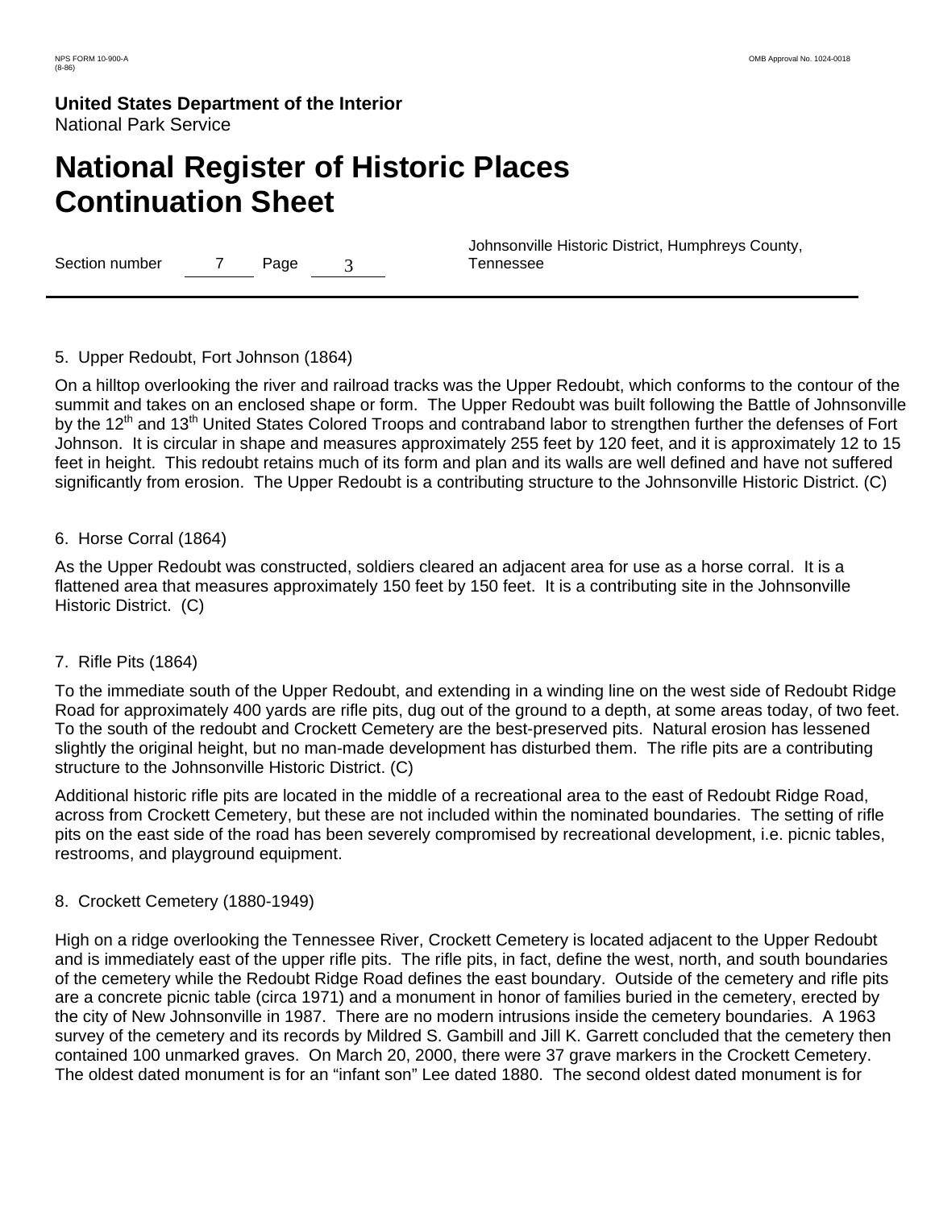5. Upper Redoubt, Fort Johnson (1864)

On a hilltop overlooking the river and railroad tracks was the Upper Redoubt, which conforms to the contour of the summit and takes on an enclosed shape or form. The Upper Redoubt was built following the Battle of Johnsonville by the 12th and 13th United States Colored Troops and contraband labor to strengthen further the defenses of Fort Johnson. It is circular in shape and measures approximately 255 feet by 120 feet, and it is approximately 12 to 15 feet in height. This redoubt retains much of its form and plan and its walls are well defined and have not suffered significantly from erosion. The Upper Redoubt is a contributing structure to the Johnsonville Historic District. (C)

6. Horse Corral (1864)

As the Upper Redoubt was constructed, soldiers cleared an adjacent area for use as a horse corral. It is a flattened area that measures approximately 150 feet by 150 feet. It is a contributing site in the Johnsonville Historic District. (C)

7. Rifle Pits (1864)

To the immediate south of the Upper Redoubt, and extending in a winding line on the west side of Redoubt Ridge Road for approximately 400 yards are rifle pits, dug out of the ground to a depth, at some areas today, of two feet. To the south of the redoubt and Crockett Cemetery are the best-preserved pits. Natural erosion has lessened slightly the original height, but no man-made development has disturbed them. The rifle pits are a contributing structure to the Johnsonville Historic District. (C)

Additional historic rifle pits are located in the middle of a recreational area to the east of Redoubt Ridge Road, across from Crockett Cemetery, but these are not included within the nominated boundaries. The setting of rifle pits on the east side of the road has been severely compromised by recreational development, i.e. picnic tables, restrooms, and playground equipment.

8. Crockett Cemetery (1880-1949)

High on a ridge overlooking the Tennessee River, Crockett Cemetery is located adjacent to the Upper Redoubt and is immediately east of the upper rifle pits. The rifle pits, in fact, define the west, north, and south boundaries of the cemetery while the Redoubt Ridge Road defines the east boundary. Outside of the cemetery and rifle pits are a concrete picnic table (circa 1971) and a monument in honor of families buried in the cemetery, erected by the city of New Johnsonville in 1987. There are no modern intrusions inside the cemetery boundaries. A 1963 survey of the cemetery and its records by Mildred S. Gambill and Jill K. Garrett concluded that the cemetery then contained 100 unmarked graves. On March 20, 2000, there were 37 grave markers in the Crockett Cemetery. The oldest dated monument is for an "infant son" Lee dated 1880. The second oldest dated monument is for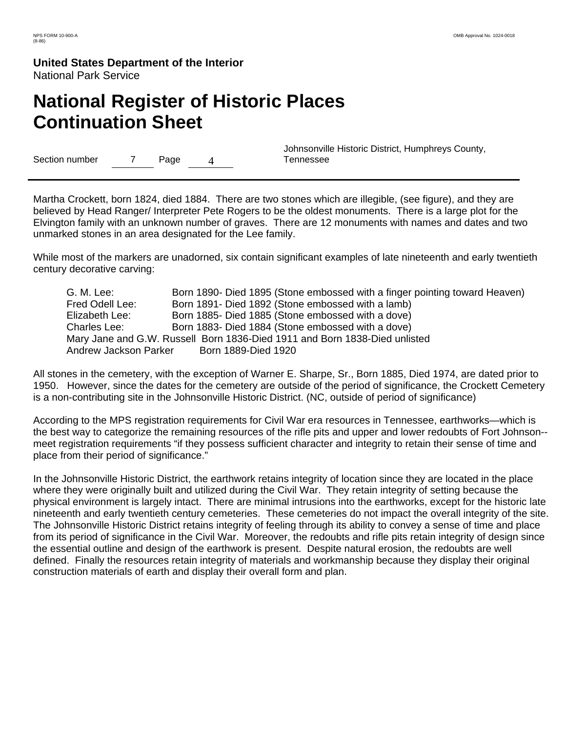Martha Crockett, born 1824, died 1884. There are two stones which are illegible, (see figure), and they are believed by Head Ranger/ Interpreter Pete Rogers to be the oldest monuments. There is a large plot for the Elvington family with an unknown number of graves. There are 12 monuments with names and dates and two unmarked stones in an area designated for the Lee family.

While most of the markers are unadorned, six contain significant examples of late nineteenth and early twentieth century decorative carving:

G. M. Lee: Born 1890- Died 1895 (Stone embossed with a finger pointing toward Heaven)
Fred Odell Lee: Born 1891- Died 1892 (Stone embossed with a lamb)
Elizabeth Lee: Born 1885- Died 1885 (Stone embossed with a dove)
Charles Lee: Born 1883- Died 1884 (Stone embossed with a dove)
Mary Jane and G.W. Russell Born 1836-Died 1911 and Born 1838-Died unlisted
Andrew Jackson Parker Born 1889-Died 1920

All stones in the cemetery, with the exception of Warner E. Sharpe, Sr., Born 1885, Died 1974, are dated prior to 1950. However, since the dates for the cemetery are outside of the period of significance, the Crockett Cemetery is a non-contributing site in the Johnsonville Historic District. (NC, outside of period of significance)

According to the MPS registration requirements for Civil War era resources in Tennessee, earthworks—which is the best way to categorize the remaining resources of the rifle pits and upper and lower redoubts of Fort Johnson--meet registration requirements "if they possess sufficient character and integrity to retain their sense of time and place from their period of significance."

In the Johnsonville Historic District, the earthwork retains integrity of location since they are located in the place where they were originally built and utilized during the Civil War. They retain integrity of setting because the physical environment is largely intact. There are minimal intrusions into the earthworks, except for the historic late nineteenth and early twentieth century cemeteries. These cemeteries do not impact the overall integrity of the site. The Johnsonville Historic District retains integrity of feeling through its ability to convey a sense of time and place from its period of significance in the Civil War. Moreover, the redoubts and rifle pits retain integrity of design since the essential outline and design of the earthwork is present. Despite natural erosion, the redoubts are well defined. Finally the resources retain integrity of materials and workmanship because they display their original construction materials of earth and display their overall form and plan.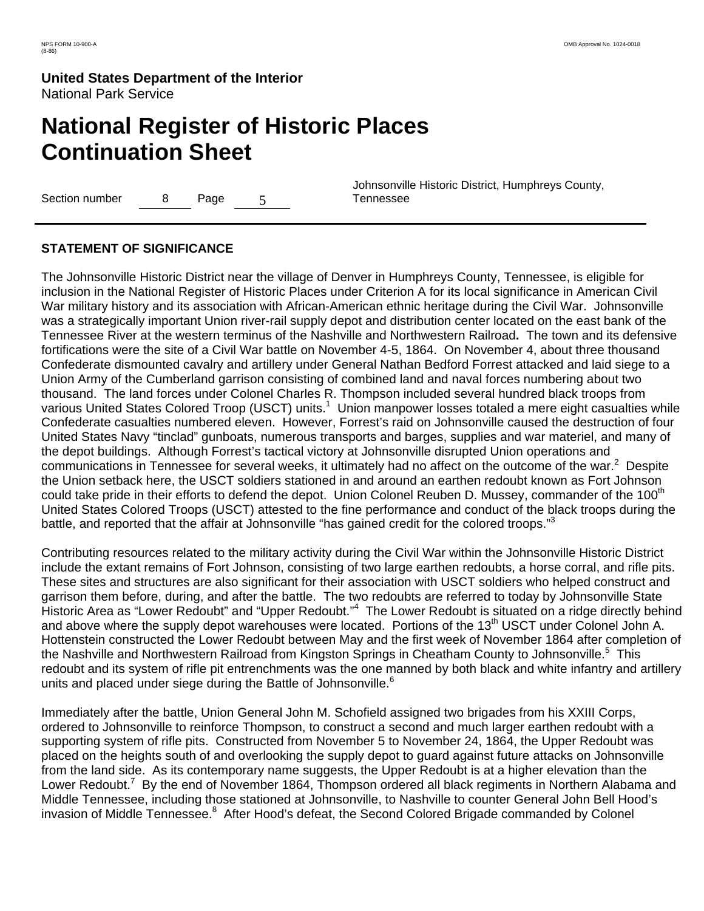## STATEMENT OF SIGNIFICANCE

The Johnsonville Historic District near the village of Denver in Humphreys County, Tennessee, is eligible for inclusion in the National Register of Historic Places under Criterion A for its local significance in American Civil War military history and its association with African-American ethnic heritage during the Civil War. Johnsonville was a strategically important Union river-rail supply depot and distribution center located on the east bank of the Tennessee River at the western terminus of the Nashville and Northwestern Railroad**.** The town and its defensive fortifications were the site of a Civil War battle on November 4-5, 1864. On November 4, about three thousand Confederate dismounted cavalry and artillery under General Nathan Bedford Forrest attacked and laid siege to a Union Army of the Cumberland garrison consisting of combined land and naval forces numbering about two thousand. The land forces under Colonel Charles R. Thompson included several hundred black troops from various United States Colored Troop (USCT) units.[1] Union manpower losses totaled a mere eight casualties while Confederate casualties numbered eleven. However, Forrest's raid on Johnsonville caused the destruction of four United States Navy "tinclad" gunboats, numerous transports and barges, supplies and war materiel, and many of the depot buildings. Although Forrest's tactical victory at Johnsonville disrupted Union operations and communications in Tennessee for several weeks, it ultimately had no affect on the outcome of the war.[2] Despite the Union setback here, the USCT soldiers stationed in and around an earthen redoubt known as Fort Johnson could take pride in their efforts to defend the depot. Union Colonel Reuben D. Mussey, commander of the 100th United States Colored Troops (USCT) attested to the fine performance and conduct of the black troops during the battle, and reported that the affair at Johnsonville "has gained credit for the colored troops."[3]

Contributing resources related to the military activity during the Civil War within the Johnsonville Historic District include the extant remains of Fort Johnson, consisting of two large earthen redoubts, a horse corral, and rifle pits. These sites and structures are also significant for their association with USCT soldiers who helped construct and garrison them before, during, and after the battle. The two redoubts are referred to today by Johnsonville State Historic Area as "Lower Redoubt" and "Upper Redoubt."[4] The Lower Redoubt is situated on a ridge directly behind and above where the supply depot warehouses were located. Portions of the 13th USCT under Colonel John A. Hottenstein constructed the Lower Redoubt between May and the first week of November 1864 after completion of the Nashville and Northwestern Railroad from Kingston Springs in Cheatham County to Johnsonville.[5] This redoubt and its system of rifle pit entrenchments was the one manned by both black and white infantry and artillery units and placed under siege during the Battle of Johnsonville.[6]

Immediately after the battle, Union General John M. Schofield assigned two brigades from his XXIII Corps, ordered to Johnsonville to reinforce Thompson, to construct a second and much larger earthen redoubt with a supporting system of rifle pits. Constructed from November 5 to November 24, 1864, the Upper Redoubt was placed on the heights south of and overlooking the supply depot to guard against future attacks on Johnsonville from the land side. As its contemporary name suggests, the Upper Redoubt is at a higher elevation than the Lower Redoubt.[7] By the end of November 1864, Thompson ordered all black regiments in Northern Alabama and Middle Tennessee, including those stationed at Johnsonville, to Nashville to counter General John Bell Hood's invasion of Middle Tennessee.[8] After Hood's defeat, the Second Colored Brigade commanded by Colonel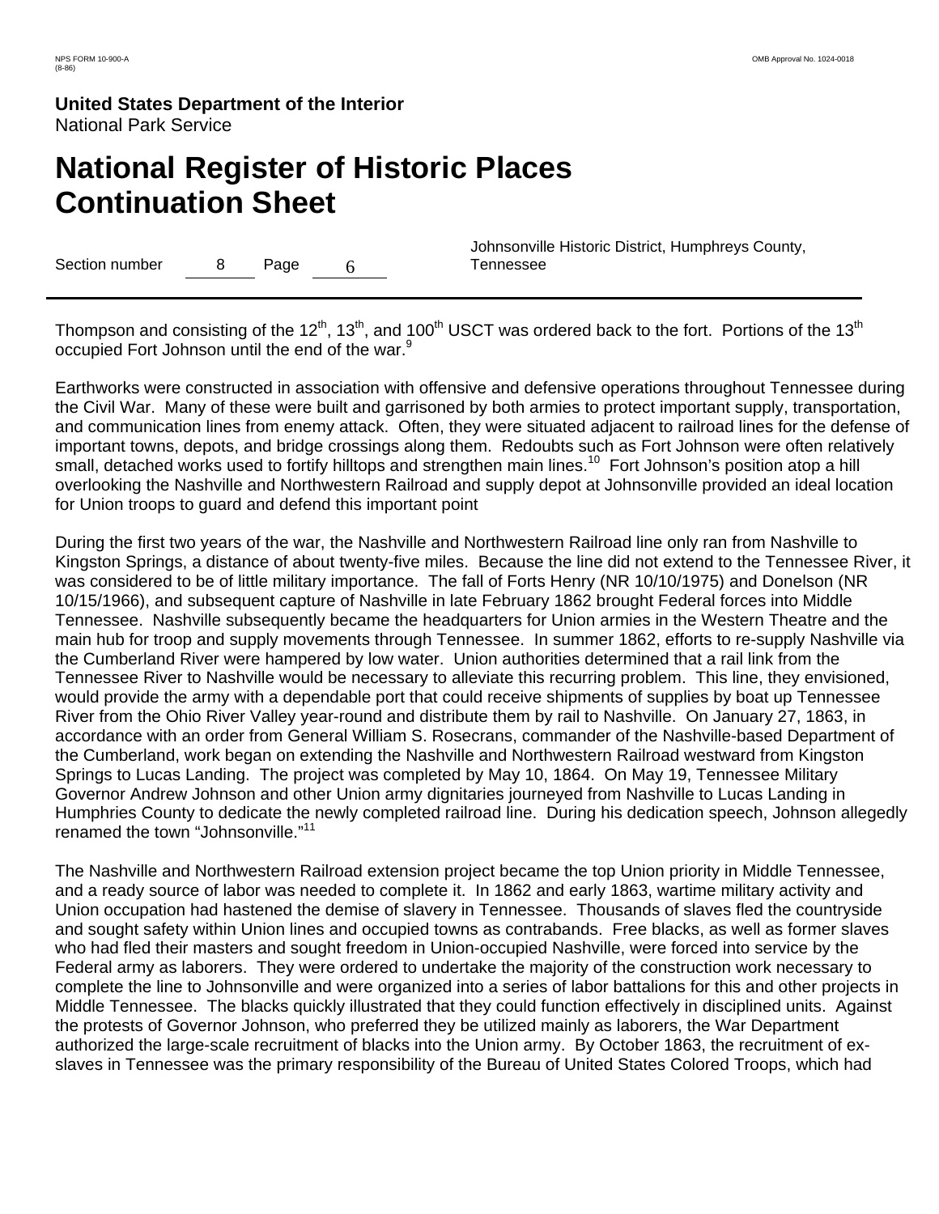Thompson and consisting of the 12th, 13th, and 100th USCT was ordered back to the fort. Portions of the 13th occupied Fort Johnson until the end of the war.[9]

Earthworks were constructed in association with offensive and defensive operations throughout Tennessee during the Civil War. Many of these were built and garrisoned by both armies to protect important supply, transportation, and communication lines from enemy attack. Often, they were situated adjacent to railroad lines for the defense of important towns, depots, and bridge crossings along them. Redoubts such as Fort Johnson were often relatively small, detached works used to fortify hilltops and strengthen main lines.[10] Fort Johnson's position atop a hill overlooking the Nashville and Northwestern Railroad and supply depot at Johnsonville provided an ideal location for Union troops to guard and defend this important point

During the first two years of the war, the Nashville and Northwestern Railroad line only ran from Nashville to Kingston Springs, a distance of about twenty-five miles. Because the line did not extend to the Tennessee River, it was considered to be of little military importance. The fall of Forts Henry (NR 10/10/1975) and Donelson (NR 10/15/1966), and subsequent capture of Nashville in late February 1862 brought Federal forces into Middle Tennessee. Nashville subsequently became the headquarters for Union armies in the Western Theatre and the main hub for troop and supply movements through Tennessee. In summer 1862, efforts to re-supply Nashville via the Cumberland River were hampered by low water. Union authorities determined that a rail link from the Tennessee River to Nashville would be necessary to alleviate this recurring problem. This line, they envisioned, would provide the army with a dependable port that could receive shipments of supplies by boat up Tennessee River from the Ohio River Valley year-round and distribute them by rail to Nashville. On January 27, 1863, in accordance with an order from General William S. Rosecrans, commander of the Nashville-based Department of the Cumberland, work began on extending the Nashville and Northwestern Railroad westward from Kingston Springs to Lucas Landing. The project was completed by May 10, 1864. On May 19, Tennessee Military Governor Andrew Johnson and other Union army dignitaries journeyed from Nashville to Lucas Landing in Humphries County to dedicate the newly completed railroad line. During his dedication speech, Johnson allegedly renamed the town "Johnsonville."[11]

The Nashville and Northwestern Railroad extension project became the top Union priority in Middle Tennessee, and a ready source of labor was needed to complete it. In 1862 and early 1863, wartime military activity and Union occupation had hastened the demise of slavery in Tennessee. Thousands of slaves fled the countryside and sought safety within Union lines and occupied towns as contrabands. Free blacks, as well as former slaves who had fled their masters and sought freedom in Union-occupied Nashville, were forced into service by the Federal army as laborers. They were ordered to undertake the majority of the construction work necessary to complete the line to Johnsonville and were organized into a series of labor battalions for this and other projects in Middle Tennessee. The blacks quickly illustrated that they could function effectively in disciplined units. Against the protests of Governor Johnson, who preferred they be utilized mainly as laborers, the War Department authorized the large-scale recruitment of blacks into the Union army. By October 1863, the recruitment of ex-slaves in Tennessee was the primary responsibility of the Bureau of United States Colored Troops, which had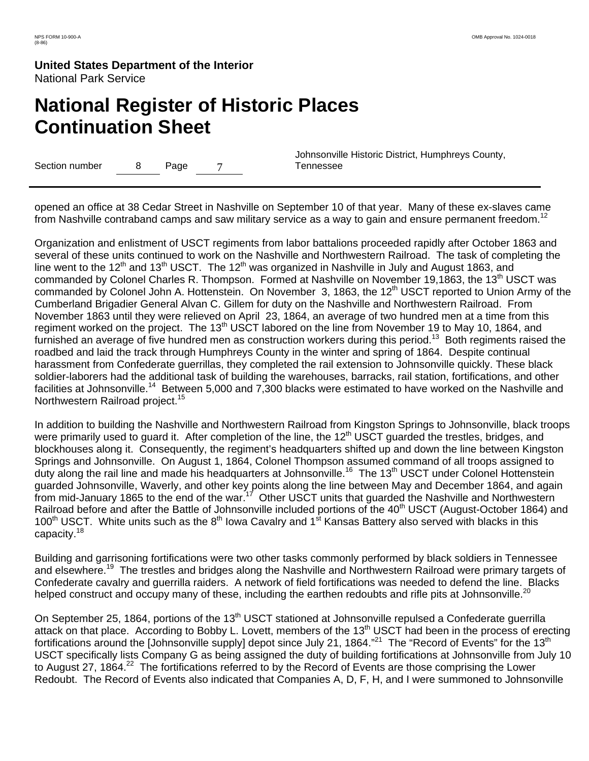opened an office at 38 Cedar Street in Nashville on September 10 of that year. Many of these ex-slaves came from Nashville contraband camps and saw military service as a way to gain and ensure permanent freedom.[12]

Organization and enlistment of USCT regiments from labor battalions proceeded rapidly after October 1863 and several of these units continued to work on the Nashville and Northwestern Railroad. The task of completing the line went to the 12th and 13th USCT. The 12th was organized in Nashville in July and August 1863, and commanded by Colonel Charles R. Thompson. Formed at Nashville on November 19,1863, the 13th USCT was commanded by Colonel John A. Hottenstein. On November 3, 1863, the 12th USCT reported to Union Army of the Cumberland Brigadier General Alvan C. Gillem for duty on the Nashville and Northwestern Railroad. From November 1863 until they were relieved on April 23, 1864, an average of two hundred men at a time from this regiment worked on the project. The 13th USCT labored on the line from November 19 to May 10, 1864, and furnished an average of five hundred men as construction workers during this period.[13] Both regiments raised the roadbed and laid the track through Humphreys County in the winter and spring of 1864. Despite continual harassment from Confederate guerrillas, they completed the rail extension to Johnsonville quickly. These black soldier-laborers had the additional task of building the warehouses, barracks, rail station, fortifications, and other facilities at Johnsonville.[14] Between 5,000 and 7,300 blacks were estimated to have worked on the Nashville and Northwestern Railroad project.[15]

In addition to building the Nashville and Northwestern Railroad from Kingston Springs to Johnsonville, black troops were primarily used to guard it. After completion of the line, the 12th USCT guarded the trestles, bridges, and blockhouses along it. Consequently, the regiment's headquarters shifted up and down the line between Kingston Springs and Johnsonville. On August 1, 1864, Colonel Thompson assumed command of all troops assigned to duty along the rail line and made his headquarters at Johnsonville.[16] The 13th USCT under Colonel Hottenstein guarded Johnsonville, Waverly, and other key points along the line between May and December 1864, and again from mid-January 1865 to the end of the war.[17] Other USCT units that guarded the Nashville and Northwestern Railroad before and after the Battle of Johnsonville included portions of the 40th USCT (August-October 1864) and 100th USCT. White units such as the 8th Iowa Cavalry and 1st Kansas Battery also served with blacks in this capacity.[18]

Building and garrisoning fortifications were two other tasks commonly performed by black soldiers in Tennessee and elsewhere.[19] The trestles and bridges along the Nashville and Northwestern Railroad were primary targets of Confederate cavalry and guerrilla raiders. A network of field fortifications was needed to defend the line. Blacks helped construct and occupy many of these, including the earthen redoubts and rifle pits at Johnsonville.[20]

On September 25, 1864, portions of the 13th USCT stationed at Johnsonville repulsed a Confederate guerrilla attack on that place. According to Bobby L. Lovett, members of the 13th USCT had been in the process of erecting fortifications around the [Johnsonville supply] depot since July 21, 1864."[21] The "Record of Events" for the 13th USCT specifically lists Company G as being assigned the duty of building fortifications at Johnsonville from July 10 to August 27, 1864.[22] The fortifications referred to by the Record of Events are those comprising the Lower Redoubt. The Record of Events also indicated that Companies A, D, F, H, and I were summoned to Johnsonville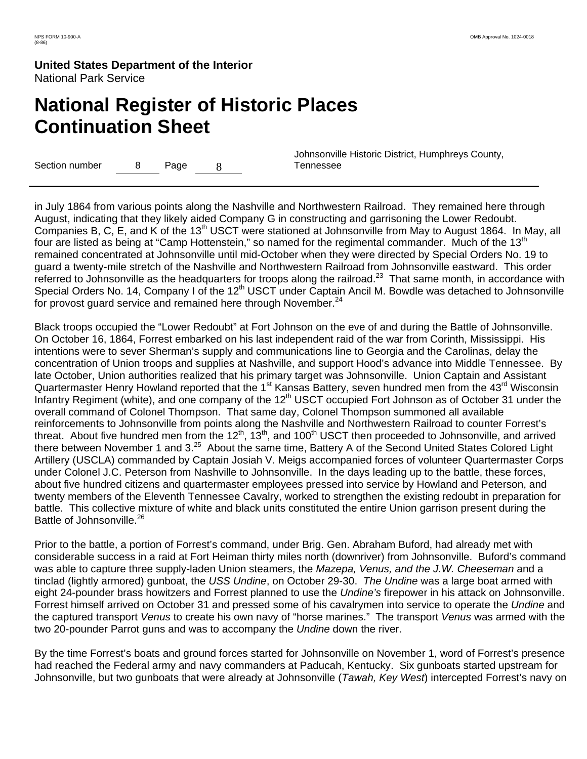in July 1864 from various points along the Nashville and Northwestern Railroad. They remained here through August, indicating that they likely aided Company G in constructing and garrisoning the Lower Redoubt. Companies B, C, E, and K of the 13th USCT were stationed at Johnsonville from May to August 1864. In May, all four are listed as being at "Camp Hottenstein," so named for the regimental commander. Much of the 13th remained concentrated at Johnsonville until mid-October when they were directed by Special Orders No. 19 to guard a twenty-mile stretch of the Nashville and Northwestern Railroad from Johnsonville eastward. This order referred to Johnsonville as the headquarters for troops along the railroad.[23] That same month, in accordance with Special Orders No. 14, Company I of the 12th USCT under Captain Ancil M. Bowdle was detached to Johnsonville for provost guard service and remained here through November.[24]

Black troops occupied the "Lower Redoubt" at Fort Johnson on the eve of and during the Battle of Johnsonville. On October 16, 1864, Forrest embarked on his last independent raid of the war from Corinth, Mississippi. His intentions were to sever Sherman's supply and communications line to Georgia and the Carolinas, delay the concentration of Union troops and supplies at Nashville, and support Hood's advance into Middle Tennessee. By late October, Union authorities realized that his primary target was Johnsonville. Union Captain and Assistant Quartermaster Henry Howland reported that the 1st Kansas Battery, seven hundred men from the 43rd Wisconsin Infantry Regiment (white), and one company of the 12th USCT occupied Fort Johnson as of October 31 under the overall command of Colonel Thompson. That same day, Colonel Thompson summoned all available reinforcements to Johnsonville from points along the Nashville and Northwestern Railroad to counter Forrest's threat. About five hundred men from the 12th, 13th, and 100th USCT then proceeded to Johnsonville, and arrived there between November 1 and 3.[25] About the same time, Battery A of the Second United States Colored Light Artillery (USCLA) commanded by Captain Josiah V. Meigs accompanied forces of volunteer Quartermaster Corps under Colonel J.C. Peterson from Nashville to Johnsonville. In the days leading up to the battle, these forces, about five hundred citizens and quartermaster employees pressed into service by Howland and Peterson, and twenty members of the Eleventh Tennessee Cavalry, worked to strengthen the existing redoubt in preparation for battle. This collective mixture of white and black units constituted the entire Union garrison present during the Battle of Johnsonville.[26]

Prior to the battle, a portion of Forrest's command, under Brig. Gen. Abraham Buford, had already met with considerable success in a raid at Fort Heiman thirty miles north (downriver) from Johnsonville. Buford's command was able to capture three supply-laden Union steamers, the *Mazepa, Venus, and the J.W. Cheeseman* and a tinclad (lightly armored) gunboat, the *USS Undine*, on October 29-30. *The Undine* was a large boat armed with eight 24-pounder brass howitzers and Forrest planned to use the *Undine's* firepower in his attack on Johnsonville. Forrest himself arrived on October 31 and pressed some of his cavalrymen into service to operate the *Undine* and the captured transport *Venus* to create his own navy of "horse marines." The transport *Venus* was armed with the two 20-pounder Parrot guns and was to accompany the *Undine* down the river.

By the time Forrest's boats and ground forces started for Johnsonville on November 1, word of Forrest's presence had reached the Federal army and navy commanders at Paducah, Kentucky. Six gunboats started upstream for Johnsonville, but two gunboats that were already at Johnsonville (*Tawah, Key West*) intercepted Forrest's navy on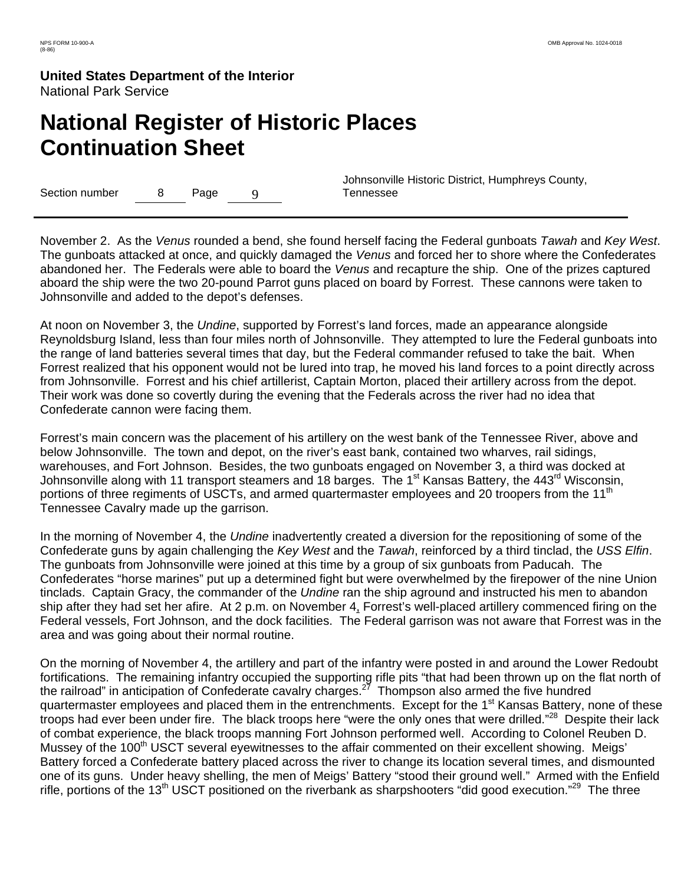November 2. As the *Venus* rounded a bend, she found herself facing the Federal gunboats *Tawah* and *Key West*. The gunboats attacked at once, and quickly damaged the *Venus* and forced her to shore where the Confederates abandoned her. The Federals were able to board the *Venus* and recapture the ship. One of the prizes captured aboard the ship were the two 20-pound Parrot guns placed on board by Forrest. These cannons were taken to Johnsonville and added to the depot's defenses.

At noon on November 3, the *Undine*, supported by Forrest's land forces, made an appearance alongside Reynoldsburg Island, less than four miles north of Johnsonville. They attempted to lure the Federal gunboats into the range of land batteries several times that day, but the Federal commander refused to take the bait. When Forrest realized that his opponent would not be lured into trap, he moved his land forces to a point directly across from Johnsonville. Forrest and his chief artillerist, Captain Morton, placed their artillery across from the depot. Their work was done so covertly during the evening that the Federals across the river had no idea that Confederate cannon were facing them.

Forrest's main concern was the placement of his artillery on the west bank of the Tennessee River, above and below Johnsonville. The town and depot, on the river's east bank, contained two wharves, rail sidings, warehouses, and Fort Johnson. Besides, the two gunboats engaged on November 3, a third was docked at Johnsonville along with 11 transport steamers and 18 barges. The 1st Kansas Battery, the 443rd Wisconsin, portions of three regiments of USCTs, and armed quartermaster employees and 20 troopers from the 11th Tennessee Cavalry made up the garrison.

In the morning of November 4, the *Undine* inadvertently created a diversion for the repositioning of some of the Confederate guns by again challenging the *Key West* and the *Tawah*, reinforced by a third tinclad, the *USS Elfin*. The gunboats from Johnsonville were joined at this time by a group of six gunboats from Paducah. The Confederates "horse marines" put up a determined fight but were overwhelmed by the firepower of the nine Union tinclads. Captain Gracy, the commander of the *Undine* ran the ship aground and instructed his men to abandon ship after they had set her afire. At 2 p.m. on November 4, Forrest's well-placed artillery commenced firing on the Federal vessels, Fort Johnson, and the dock facilities. The Federal garrison was not aware that Forrest was in the area and was going about their normal routine.

On the morning of November 4, the artillery and part of the infantry were posted in and around the Lower Redoubt fortifications. The remaining infantry occupied the supporting rifle pits "that had been thrown up on the flat north of the railroad" in anticipation of Confederate cavalry charges.[27] Thompson also armed the five hundred quartermaster employees and placed them in the entrenchments. Except for the 1st Kansas Battery, none of these troops had ever been under fire. The black troops here "were the only ones that were drilled."[28] Despite their lack of combat experience, the black troops manning Fort Johnson performed well. According to Colonel Reuben D. Mussey of the 100th USCT several eyewitnesses to the affair commented on their excellent showing. Meigs' Battery forced a Confederate battery placed across the river to change its location several times, and dismounted one of its guns. Under heavy shelling, the men of Meigs' Battery "stood their ground well." Armed with the Enfield rifle, portions of the 13th USCT positioned on the riverbank as sharpshooters "did good execution."[29] The three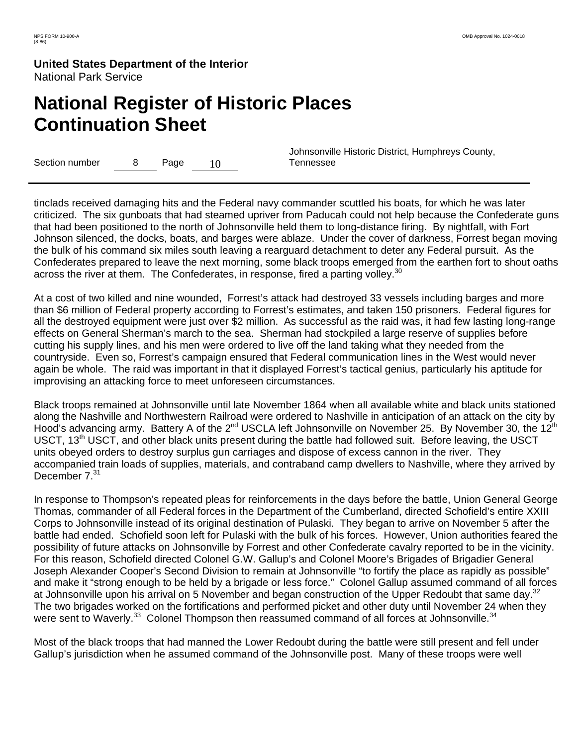tinclads received damaging hits and the Federal navy commander scuttled his boats, for which he was later criticized. The six gunboats that had steamed upriver from Paducah could not help because the Confederate guns that had been positioned to the north of Johnsonville held them to long-distance firing. By nightfall, with Fort Johnson silenced, the docks, boats, and barges were ablaze. Under the cover of darkness, Forrest began moving the bulk of his command six miles south leaving a rearguard detachment to deter any Federal pursuit. As the Confederates prepared to leave the next morning, some black troops emerged from the earthen fort to shout oaths across the river at them. The Confederates, in response, fired a parting volley.[30]

At a cost of two killed and nine wounded, Forrest's attack had destroyed 33 vessels including barges and more than $6 million of Federal property according to Forrest's estimates, and taken 150 prisoners. Federal figures for all the destroyed equipment were just over $2 million. As successful as the raid was, it had few lasting long-range effects on General Sherman's march to the sea. Sherman had stockpiled a large reserve of supplies before cutting his supply lines, and his men were ordered to live off the land taking what they needed from the countryside. Even so, Forrest's campaign ensured that Federal communication lines in the West would never again be whole. The raid was important in that it displayed Forrest's tactical genius, particularly his aptitude for improvising an attacking force to meet unforeseen circumstances.

Black troops remained at Johnsonville until late November 1864 when all available white and black units stationed along the Nashville and Northwestern Railroad were ordered to Nashville in anticipation of an attack on the city by Hood's advancing army. Battery A of the 2nd USCLA left Johnsonville on November 25. By November 30, the 12th USCT, 13th USCT, and other black units present during the battle had followed suit. Before leaving, the USCT units obeyed orders to destroy surplus gun carriages and dispose of excess cannon in the river. They accompanied train loads of supplies, materials, and contraband camp dwellers to Nashville, where they arrived by December 7.[31]

In response to Thompson's repeated pleas for reinforcements in the days before the battle, Union General George Thomas, commander of all Federal forces in the Department of the Cumberland, directed Schofield's entire XXIII Corps to Johnsonville instead of its original destination of Pulaski. They began to arrive on November 5 after the battle had ended. Schofield soon left for Pulaski with the bulk of his forces. However, Union authorities feared the possibility of future attacks on Johnsonville by Forrest and other Confederate cavalry reported to be in the vicinity. For this reason, Schofield directed Colonel G.W. Gallup's and Colonel Moore's Brigades of Brigadier General Joseph Alexander Cooper's Second Division to remain at Johnsonville "to fortify the place as rapidly as possible" and make it "strong enough to be held by a brigade or less force." Colonel Gallup assumed command of all forces at Johnsonville upon his arrival on 5 November and began construction of the Upper Redoubt that same day.[32] The two brigades worked on the fortifications and performed picket and other duty until November 24 when they were sent to Waverly.[33] Colonel Thompson then reassumed command of all forces at Johnsonville.[34]

Most of the black troops that had manned the Lower Redoubt during the battle were still present and fell under Gallup's jurisdiction when he assumed command of the Johnsonville post. Many of these troops were well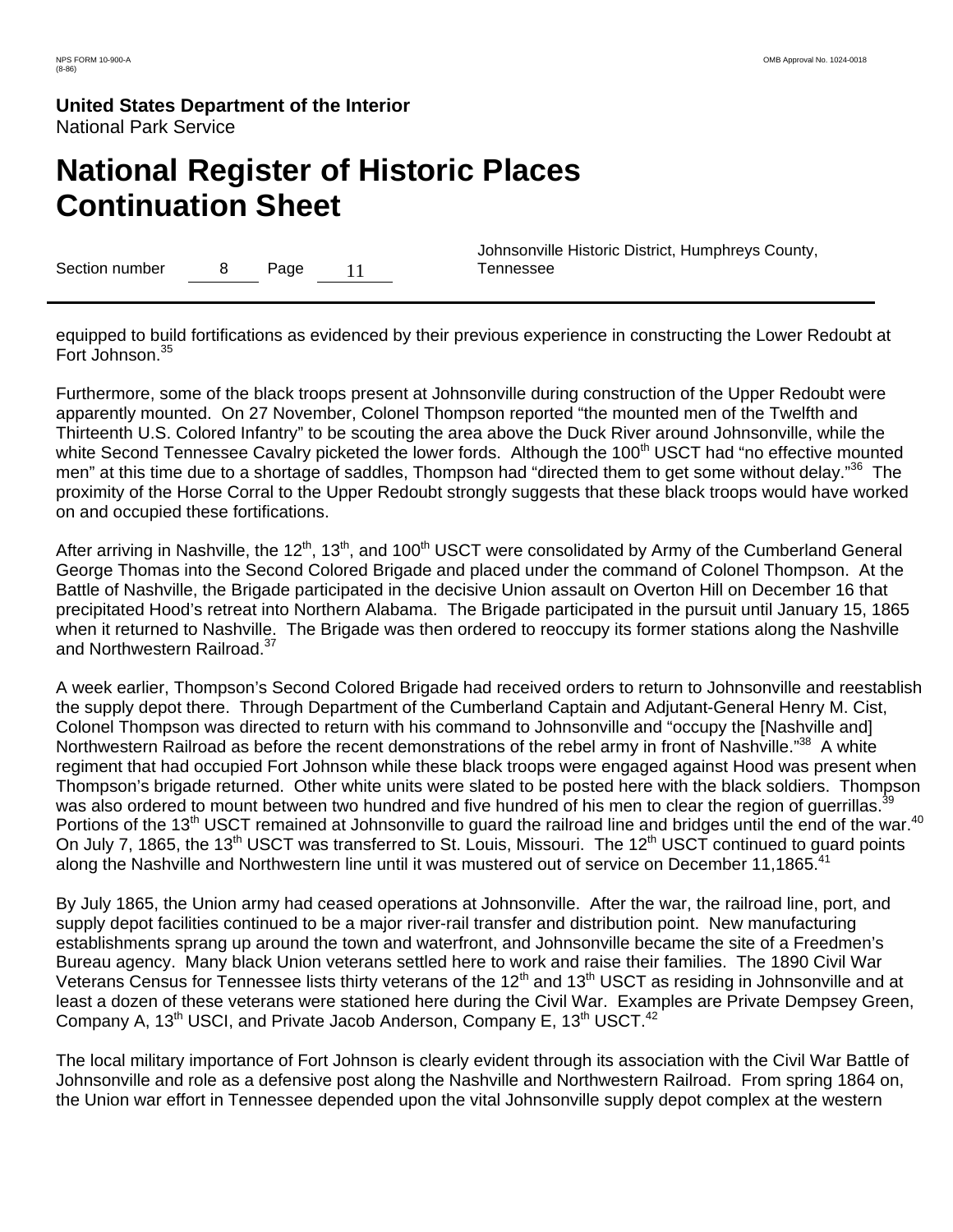equipped to build fortifications as evidenced by their previous experience in constructing the Lower Redoubt at Fort Johnson.[35]

Furthermore, some of the black troops present at Johnsonville during construction of the Upper Redoubt were apparently mounted. On 27 November, Colonel Thompson reported "the mounted men of the Twelfth and Thirteenth U.S. Colored Infantry" to be scouting the area above the Duck River around Johnsonville, while the white Second Tennessee Cavalry picketed the lower fords. Although the 100th USCT had "no effective mounted men" at this time due to a shortage of saddles, Thompson had "directed them to get some without delay."[36] The proximity of the Horse Corral to the Upper Redoubt strongly suggests that these black troops would have worked on and occupied these fortifications.

After arriving in Nashville, the 12th, 13th, and 100th USCT were consolidated by Army of the Cumberland General George Thomas into the Second Colored Brigade and placed under the command of Colonel Thompson. At the Battle of Nashville, the Brigade participated in the decisive Union assault on Overton Hill on December 16 that precipitated Hood's retreat into Northern Alabama. The Brigade participated in the pursuit until January 15, 1865 when it returned to Nashville. The Brigade was then ordered to reoccupy its former stations along the Nashville and Northwestern Railroad.[37]

A week earlier, Thompson's Second Colored Brigade had received orders to return to Johnsonville and reestablish the supply depot there. Through Department of the Cumberland Captain and Adjutant-General Henry M. Cist, Colonel Thompson was directed to return with his command to Johnsonville and "occupy the [Nashville and] Northwestern Railroad as before the recent demonstrations of the rebel army in front of Nashville."[38] A white regiment that had occupied Fort Johnson while these black troops were engaged against Hood was present when Thompson's brigade returned. Other white units were slated to be posted here with the black soldiers. Thompson was also ordered to mount between two hundred and five hundred of his men to clear the region of guerrillas.[39] Portions of the 13th USCT remained at Johnsonville to guard the railroad line and bridges until the end of the war.[40] On July 7, 1865, the 13th USCT was transferred to St. Louis, Missouri. The 12th USCT continued to guard points along the Nashville and Northwestern line until it was mustered out of service on December 11,1865.[41]

By July 1865, the Union army had ceased operations at Johnsonville. After the war, the railroad line, port, and supply depot facilities continued to be a major river-rail transfer and distribution point. New manufacturing establishments sprang up around the town and waterfront, and Johnsonville became the site of a Freedmen's Bureau agency. Many black Union veterans settled here to work and raise their families. The 1890 Civil War Veterans Census for Tennessee lists thirty veterans of the 12th and 13th USCT as residing in Johnsonville and at least a dozen of these veterans were stationed here during the Civil War. Examples are Private Dempsey Green, Company A, 13th USCI, and Private Jacob Anderson, Company E, 13th USCT.[42]

The local military importance of Fort Johnson is clearly evident through its association with the Civil War Battle of Johnsonville and role as a defensive post along the Nashville and Northwestern Railroad. From spring 1864 on, the Union war effort in Tennessee depended upon the vital Johnsonville supply depot complex at the western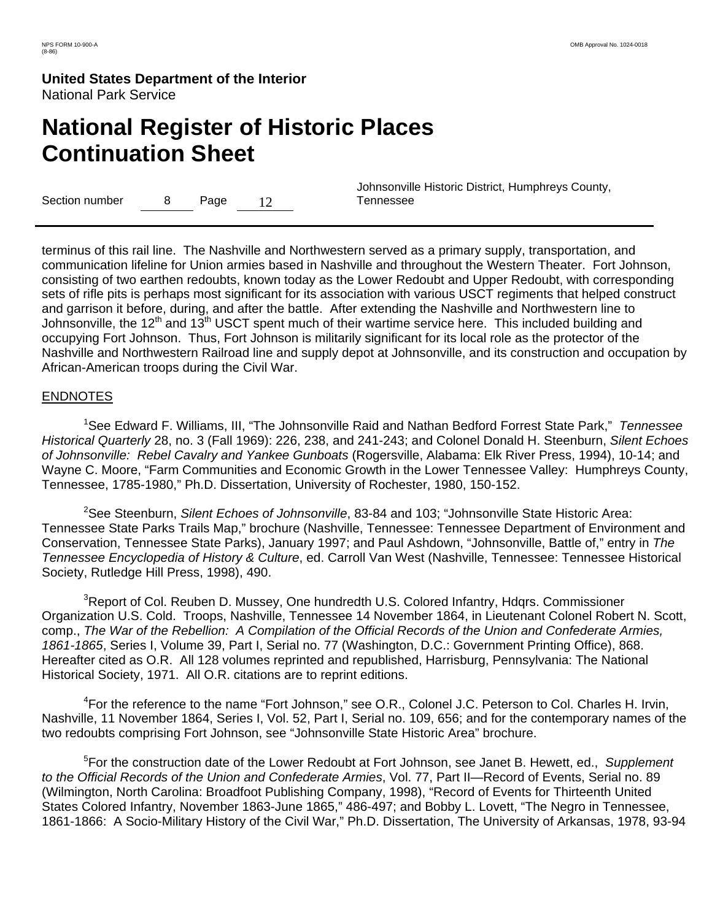terminus of this rail line. The Nashville and Northwestern served as a primary supply, transportation, and communication lifeline for Union armies based in Nashville and throughout the Western Theater. Fort Johnson, consisting of two earthen redoubts, known today as the Lower Redoubt and Upper Redoubt, with corresponding sets of rifle pits is perhaps most significant for its association with various USCT regiments that helped construct and garrison it before, during, and after the battle. After extending the Nashville and Northwestern line to Johnsonville, the 12th and 13th USCT spent much of their wartime service here. This included building and occupying Fort Johnson. Thus, Fort Johnson is militarily significant for its local role as the protector of the Nashville and Northwestern Railroad line and supply depot at Johnsonville, and its construction and occupation by African-American troops during the Civil War.

ENDNOTES

[1]See Edward F. Williams, III, "The Johnsonville Raid and Nathan Bedford Forrest State Park," *Tennessee Historical Quarterly* 28, no. 3 (Fall 1969): 226, 238, and 241-243; and Colonel Donald H. Steenburn, *Silent Echoes of Johnsonville: Rebel Cavalry and Yankee Gunboats* (Rogersville, Alabama: Elk River Press, 1994), 10-14; and Wayne C. Moore, "Farm Communities and Economic Growth in the Lower Tennessee Valley: Humphreys County, Tennessee, 1785-1980," Ph.D. Dissertation, University of Rochester, 1980, 150-152.

[2]See Steenburn, *Silent Echoes of Johnsonville*, 83-84 and 103; "Johnsonville State Historic Area: Tennessee State Parks Trails Map," brochure (Nashville, Tennessee: Tennessee Department of Environment and Conservation, Tennessee State Parks), January 1997; and Paul Ashdown, "Johnsonville, Battle of," entry in *The Tennessee Encyclopedia of History & Culture*, ed. Carroll Van West (Nashville, Tennessee: Tennessee Historical Society, Rutledge Hill Press, 1998), 490.

[3]Report of Col. Reuben D. Mussey, One hundredth U.S. Colored Infantry, Hdqrs. Commissioner Organization U.S. Cold. Troops, Nashville, Tennessee 14 November 1864, in Lieutenant Colonel Robert N. Scott, comp., *The War of the Rebellion: A Compilation of the Official Records of the Union and Confederate Armies, 1861-1865*, Series I, Volume 39, Part I, Serial no. 77 (Washington, D.C.: Government Printing Office), 868. Hereafter cited as O.R. All 128 volumes reprinted and republished, Harrisburg, Pennsylvania: The National Historical Society, 1971. All O.R. citations are to reprint editions.

[4]For the reference to the name "Fort Johnson," see O.R., Colonel J.C. Peterson to Col. Charles H. Irvin, Nashville, 11 November 1864, Series I, Vol. 52, Part I, Serial no. 109, 656; and for the contemporary names of the two redoubts comprising Fort Johnson, see "Johnsonville State Historic Area" brochure.

[5]For the construction date of the Lower Redoubt at Fort Johnson, see Janet B. Hewett, ed., *Supplement to the Official Records of the Union and Confederate Armies*, Vol. 77, Part II—Record of Events, Serial no. 89 (Wilmington, North Carolina: Broadfoot Publishing Company, 1998), "Record of Events for Thirteenth United States Colored Infantry, November 1863-June 1865," 486-497; and Bobby L. Lovett, "The Negro in Tennessee, 1861-1866: A Socio-Military History of the Civil War," Ph.D. Dissertation, The University of Arkansas, 1978, 93-94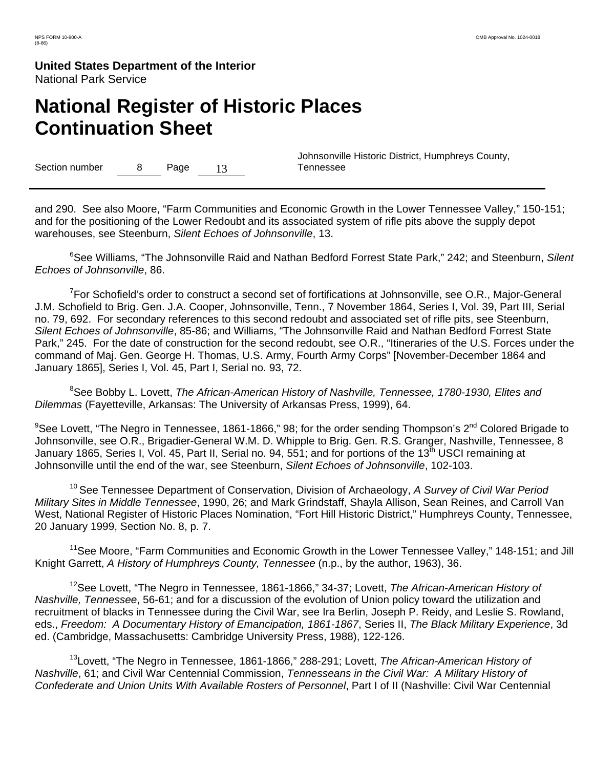and 290. See also Moore, "Farm Communities and Economic Growth in the Lower Tennessee Valley," 150-151; and for the positioning of the Lower Redoubt and its associated system of rifle pits above the supply depot warehouses, see Steenburn, *Silent Echoes of Johnsonville*, 13.

[6]See Williams, "The Johnsonville Raid and Nathan Bedford Forrest State Park," 242; and Steenburn, *Silent Echoes of Johnsonville*, 86.

[7]For Schofield's order to construct a second set of fortifications at Johnsonville, see O.R., Major-General J.M. Schofield to Brig. Gen. J.A. Cooper, Johnsonville, Tenn., 7 November 1864, Series I, Vol. 39, Part III, Serial no. 79, 692. For secondary references to this second redoubt and associated set of rifle pits, see Steenburn, *Silent Echoes of Johnsonville*, 85-86; and Williams, "The Johnsonville Raid and Nathan Bedford Forrest State Park," 245. For the date of construction for the second redoubt, see O.R., "Itineraries of the U.S. Forces under the command of Maj. Gen. George H. Thomas, U.S. Army, Fourth Army Corps" [November-December 1864 and January 1865], Series I, Vol. 45, Part I, Serial no. 93, 72.

[8]See Bobby L. Lovett, *The African-American History of Nashville, Tennessee, 1780-1930, Elites and Dilemmas* (Fayetteville, Arkansas: The University of Arkansas Press, 1999), 64.

[9]See Lovett, "The Negro in Tennessee, 1861-1866," 98; for the order sending Thompson's 2nd Colored Brigade to Johnsonville, see O.R., Brigadier-General W.M. D. Whipple to Brig. Gen. R.S. Granger, Nashville, Tennessee, 8 January 1865, Series I, Vol. 45, Part II, Serial no. 94, 551; and for portions of the 13th USCI remaining at Johnsonville until the end of the war, see Steenburn, *Silent Echoes of Johnsonville*, 102-103.

[10] See Tennessee Department of Conservation, Division of Archaeology, *A Survey of Civil War Period Military Sites in Middle Tennessee*, 1990, 26; and Mark Grindstaff, Shayla Allison, Sean Reines, and Carroll Van West, National Register of Historic Places Nomination, "Fort Hill Historic District," Humphreys County, Tennessee, 20 January 1999, Section No. 8, p. 7.

[11]See Moore, "Farm Communities and Economic Growth in the Lower Tennessee Valley," 148-151; and Jill Knight Garrett, *A History of Humphreys County, Tennessee* (n.p., by the author, 1963), 36.

[12]See Lovett, "The Negro in Tennessee, 1861-1866," 34-37; Lovett, *The African-American History of Nashville, Tennessee*, 56-61; and for a discussion of the evolution of Union policy toward the utilization and recruitment of blacks in Tennessee during the Civil War, see Ira Berlin, Joseph P. Reidy, and Leslie S. Rowland, eds., *Freedom: A Documentary History of Emancipation, 1861-1867*, Series II, *The Black Military Experience*, 3d ed. (Cambridge, Massachusetts: Cambridge University Press, 1988), 122-126.

[13]Lovett, "The Negro in Tennessee, 1861-1866," 288-291; Lovett, *The African-American History of Nashville*, 61; and Civil War Centennial Commission, *Tennesseans in the Civil War: A Military History of Confederate and Union Units With Available Rosters of Personnel*, Part I of II (Nashville: Civil War Centennial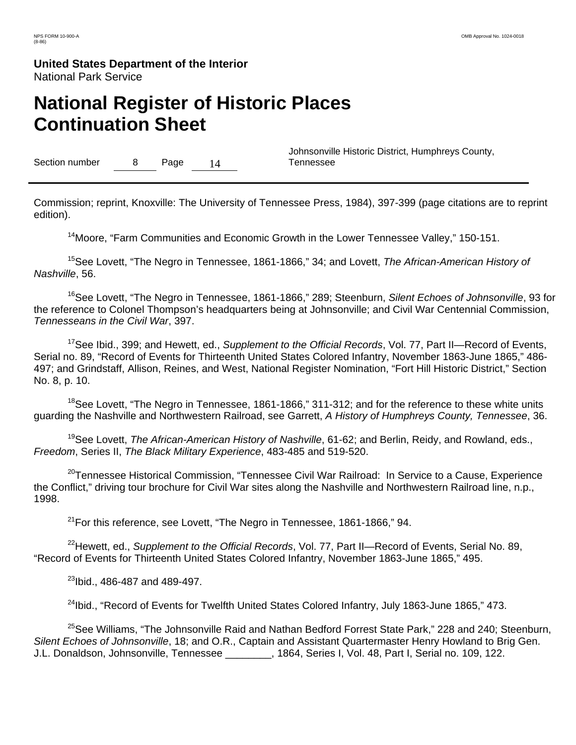Commission; reprint, Knoxville: The University of Tennessee Press, 1984), 397-399 (page citations are to reprint edition).

[14]Moore, "Farm Communities and Economic Growth in the Lower Tennessee Valley," 150-151.

[15]See Lovett, "The Negro in Tennessee, 1861-1866," 34; and Lovett, *The African-American History of Nashville*, 56.

[16]See Lovett, "The Negro in Tennessee, 1861-1866," 289; Steenburn, *Silent Echoes of Johnsonville*, 93 for the reference to Colonel Thompson's headquarters being at Johnsonville; and Civil War Centennial Commission, *Tennesseans in the Civil War*, 397.

[17]See Ibid., 399; and Hewett, ed., *Supplement to the Official Records*, Vol. 77, Part II—Record of Events, Serial no. 89, "Record of Events for Thirteenth United States Colored Infantry, November 1863-June 1865," 486-497; and Grindstaff, Allison, Reines, and West, National Register Nomination, "Fort Hill Historic District," Section No. 8, p. 10.

[18]See Lovett, "The Negro in Tennessee, 1861-1866," 311-312; and for the reference to these white units guarding the Nashville and Northwestern Railroad, see Garrett, *A History of Humphreys County, Tennessee*, 36.

[19]See Lovett, *The African-American History of Nashville*, 61-62; and Berlin, Reidy, and Rowland, eds., *Freedom*, Series II, *The Black Military Experience*, 483-485 and 519-520.

[20]Tennessee Historical Commission, "Tennessee Civil War Railroad: In Service to a Cause, Experience the Conflict," driving tour brochure for Civil War sites along the Nashville and Northwestern Railroad line, n.p., 1998.

[21]For this reference, see Lovett, "The Negro in Tennessee, 1861-1866," 94.

[22]Hewett, ed., *Supplement to the Official Records*, Vol. 77, Part II—Record of Events, Serial No. 89, "Record of Events for Thirteenth United States Colored Infantry, November 1863-June 1865," 495.

[23]Ibid., 486-487 and 489-497.

[24]Ibid., "Record of Events for Twelfth United States Colored Infantry, July 1863-June 1865," 473.

[25]See Williams, "The Johnsonville Raid and Nathan Bedford Forrest State Park," 228 and 240; Steenburn, *Silent Echoes of Johnsonville*, 18; and O.R., Captain and Assistant Quartermaster Henry Howland to Brig Gen. J.L. Donaldson, Johnsonville, Tennessee ________, 1864, Series I, Vol. 48, Part I, Serial no. 109, 122.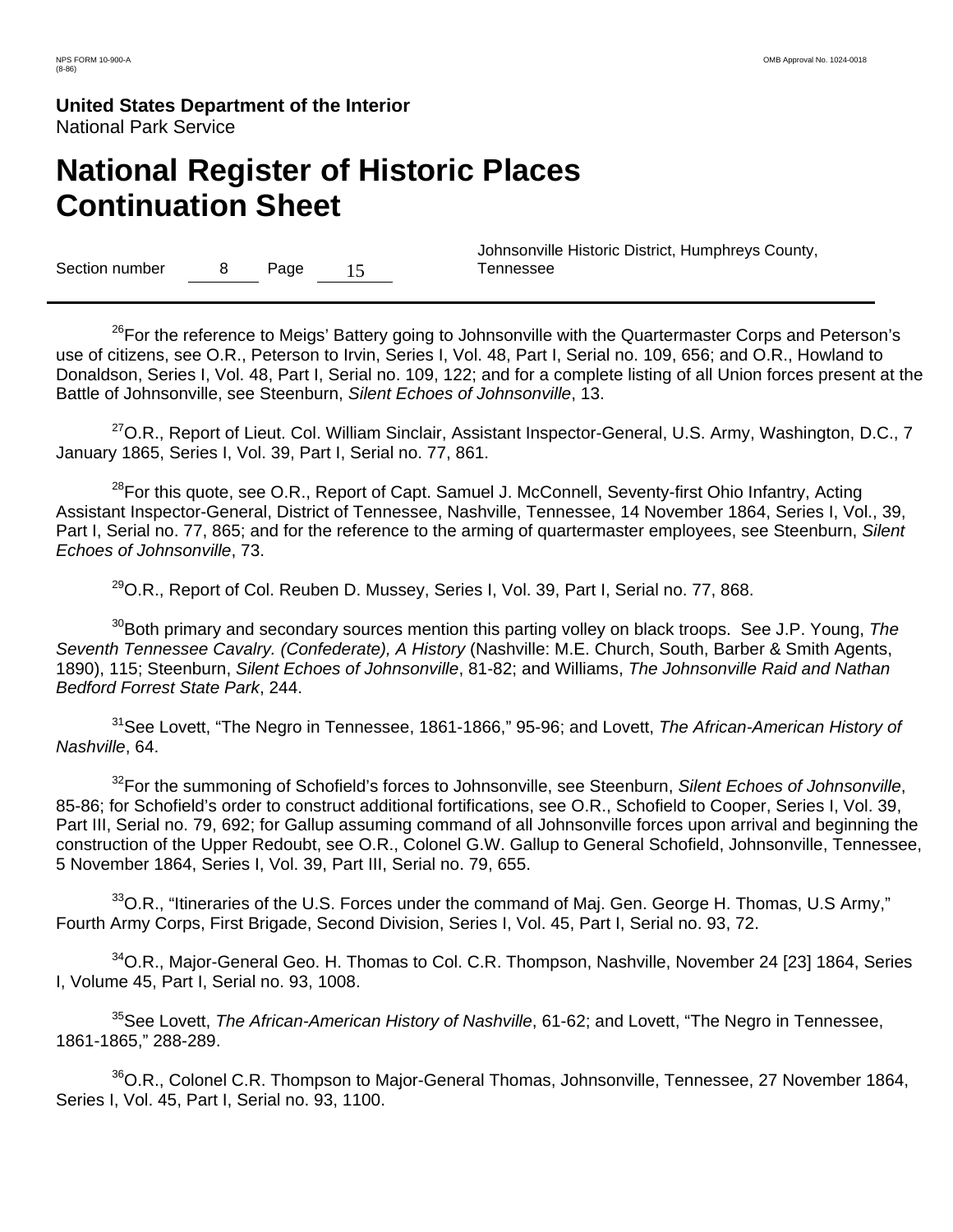[26]For the reference to Meigs' Battery going to Johnsonville with the Quartermaster Corps and Peterson's use of citizens, see O.R., Peterson to Irvin, Series I, Vol. 48, Part I, Serial no. 109, 656; and O.R., Howland to Donaldson, Series I, Vol. 48, Part I, Serial no. 109, 122; and for a complete listing of all Union forces present at the Battle of Johnsonville, see Steenburn, *Silent Echoes of Johnsonville*, 13.

[27]O.R., Report of Lieut. Col. William Sinclair, Assistant Inspector-General, U.S. Army, Washington, D.C., 7 January 1865, Series I, Vol. 39, Part I, Serial no. 77, 861.

[28]For this quote, see O.R., Report of Capt. Samuel J. McConnell, Seventy-first Ohio Infantry, Acting Assistant Inspector-General, District of Tennessee, Nashville, Tennessee, 14 November 1864, Series I, Vol., 39, Part I, Serial no. 77, 865; and for the reference to the arming of quartermaster employees, see Steenburn, *Silent Echoes of Johnsonville*, 73.

[29]O.R., Report of Col. Reuben D. Mussey, Series I, Vol. 39, Part I, Serial no. 77, 868.

[30]Both primary and secondary sources mention this parting volley on black troops. See J.P. Young, *The Seventh Tennessee Cavalry. (Confederate), A History* (Nashville: M.E. Church, South, Barber & Smith Agents, 1890), 115; Steenburn, *Silent Echoes of Johnsonville*, 81-82; and Williams, *The Johnsonville Raid and Nathan Bedford Forrest State Park*, 244.

[31]See Lovett, "The Negro in Tennessee, 1861-1866," 95-96; and Lovett, *The African-American History of Nashville*, 64.

[32]For the summoning of Schofield's forces to Johnsonville, see Steenburn, *Silent Echoes of Johnsonville*, 85-86; for Schofield's order to construct additional fortifications, see O.R., Schofield to Cooper, Series I, Vol. 39, Part III, Serial no. 79, 692; for Gallup assuming command of all Johnsonville forces upon arrival and beginning the construction of the Upper Redoubt, see O.R., Colonel G.W. Gallup to General Schofield, Johnsonville, Tennessee, 5 November 1864, Series I, Vol. 39, Part III, Serial no. 79, 655.

[33]O.R., "Itineraries of the U.S. Forces under the command of Maj. Gen. George H. Thomas, U.S Army," Fourth Army Corps, First Brigade, Second Division, Series I, Vol. 45, Part I, Serial no. 93, 72.

[34]O.R., Major-General Geo. H. Thomas to Col. C.R. Thompson, Nashville, November 24 [23] 1864, Series I, Volume 45, Part I, Serial no. 93, 1008.

[35]See Lovett, *The African-American History of Nashville*, 61-62; and Lovett, "The Negro in Tennessee, 1861-1865," 288-289.

[36]O.R., Colonel C.R. Thompson to Major-General Thomas, Johnsonville, Tennessee, 27 November 1864, Series I, Vol. 45, Part I, Serial no. 93, 1100.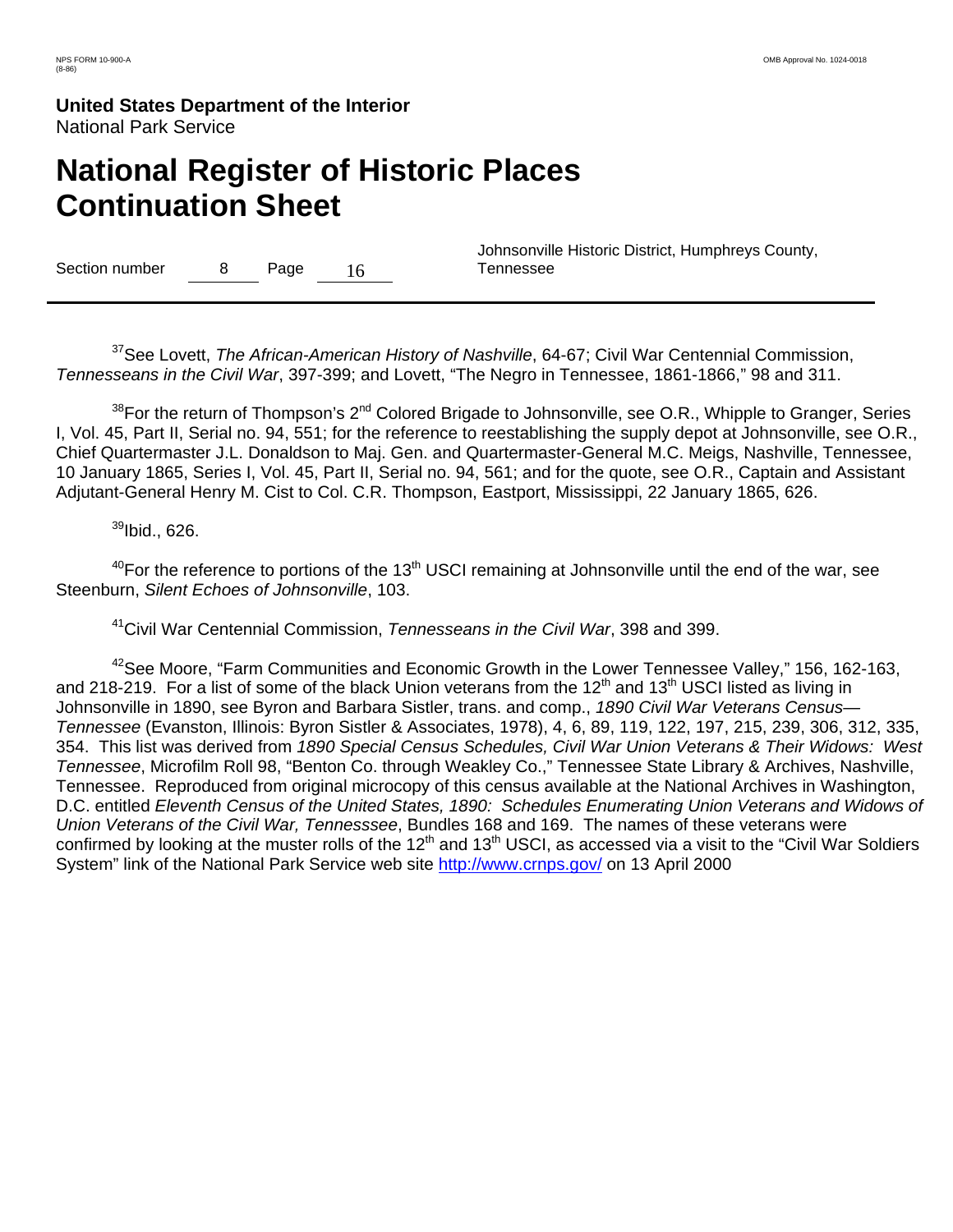[37]See Lovett, *The African-American History of Nashville*, 64-67; Civil War Centennial Commission, *Tennesseans in the Civil War*, 397-399; and Lovett, "The Negro in Tennessee, 1861-1866," 98 and 311.

[38]For the return of Thompson's 2nd Colored Brigade to Johnsonville, see O.R., Whipple to Granger, Series I, Vol. 45, Part II, Serial no. 94, 551; for the reference to reestablishing the supply depot at Johnsonville, see O.R., Chief Quartermaster J.L. Donaldson to Maj. Gen. and Quartermaster-General M.C. Meigs, Nashville, Tennessee, 10 January 1865, Series I, Vol. 45, Part II, Serial no. 94, 561; and for the quote, see O.R., Captain and Assistant Adjutant-General Henry M. Cist to Col. C.R. Thompson, Eastport, Mississippi, 22 January 1865, 626.

[39]Ibid., 626.

[40]For the reference to portions of the 13th USCI remaining at Johnsonville until the end of the war, see Steenburn, *Silent Echoes of Johnsonville*, 103.

[41]Civil War Centennial Commission, *Tennesseans in the Civil War*, 398 and 399.

[42]See Moore, "Farm Communities and Economic Growth in the Lower Tennessee Valley," 156, 162-163, and 218-219. For a list of some of the black Union veterans from the 12th and 13th USCI listed as living in Johnsonville in 1890, see Byron and Barbara Sistler, trans. and comp., *1890 Civil War Veterans Census—Tennessee* (Evanston, Illinois: Byron Sistler & Associates, 1978), 4, 6, 89, 119, 122, 197, 215, 239, 306, 312, 335, 354. This list was derived from *1890 Special Census Schedules, Civil War Union Veterans & Their Widows: West Tennessee*, Microfilm Roll 98, "Benton Co. through Weakley Co.," Tennessee State Library & Archives, Nashville, Tennessee. Reproduced from original microcopy of this census available at the National Archives in Washington, D.C. entitled *Eleventh Census of the United States, 1890: Schedules Enumerating Union Veterans and Widows of Union Veterans of the Civil War, Tennessssee*, Bundles 168 and 169. The names of these veterans were confirmed by looking at the muster rolls of the 12th and 13th USCI, as accessed via a visit to the "Civil War Soldiers System" link of the National Park Service web site http://www.crnps.gov/ on 13 April 2000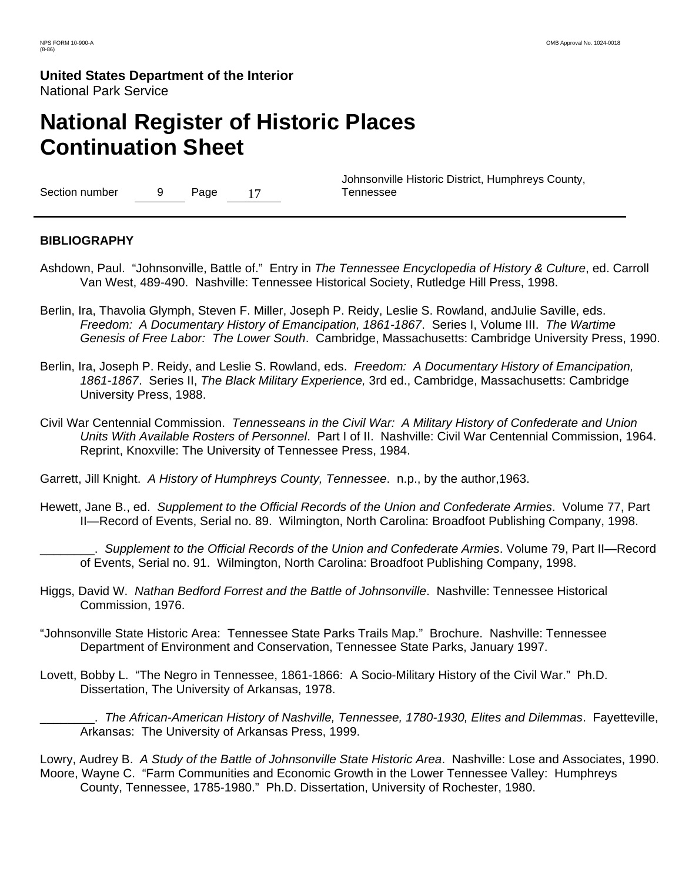**BIBLIOGRAPHY**

Ashdown, Paul. "Johnsonville, Battle of." Entry in *The Tennessee Encyclopedia of History & Culture*, ed. Carroll Van West, 489-490. Nashville: Tennessee Historical Society, Rutledge Hill Press, 1998.

Berlin, Ira, Thavolia Glymph, Steven F. Miller, Joseph P. Reidy, Leslie S. Rowland, andJulie Saville, eds. *Freedom: A Documentary History of Emancipation, 1861-1867*. Series I, Volume III. *The Wartime Genesis of Free Labor: The Lower South*. Cambridge, Massachusetts: Cambridge University Press, 1990.

Berlin, Ira, Joseph P. Reidy, and Leslie S. Rowland, eds. *Freedom: A Documentary History of Emancipation, 1861-1867*. Series II, *The Black Military Experience,* 3rd ed., Cambridge, Massachusetts: Cambridge University Press, 1988.

Civil War Centennial Commission. *Tennesseans in the Civil War: A Military History of Confederate and Union Units With Available Rosters of Personnel*. Part I of II. Nashville: Civil War Centennial Commission, 1964. Reprint, Knoxville: The University of Tennessee Press, 1984.

Garrett, Jill Knight. *A History of Humphreys County, Tennessee*. n.p., by the author,1963.

Hewett, Jane B., ed. *Supplement to the Official Records of the Union and Confederate Armies*. Volume 77, Part II—Record of Events, Serial no. 89. Wilmington, North Carolina: Broadfoot Publishing Company, 1998.

________. *Supplement to the Official Records of the Union and Confederate Armies*. Volume 79, Part II—Record of Events, Serial no. 91. Wilmington, North Carolina: Broadfoot Publishing Company, 1998.

Higgs, David W. *Nathan Bedford Forrest and the Battle of Johnsonville*. Nashville: Tennessee Historical Commission, 1976.

"Johnsonville State Historic Area: Tennessee State Parks Trails Map." Brochure. Nashville: Tennessee Department of Environment and Conservation, Tennessee State Parks, January 1997.

Lovett, Bobby L. "The Negro in Tennessee, 1861-1866: A Socio-Military History of the Civil War." Ph.D. Dissertation, The University of Arkansas, 1978.

________. *The African-American History of Nashville, Tennessee, 1780-1930, Elites and Dilemmas*. Fayetteville, Arkansas: The University of Arkansas Press, 1999.

Lowry, Audrey B. *A Study of the Battle of Johnsonville State Historic Area*. Nashville: Lose and Associates, 1990.

Moore, Wayne C. "Farm Communities and Economic Growth in the Lower Tennessee Valley: Humphreys County, Tennessee, 1785-1980." Ph.D. Dissertation, University of Rochester, 1980.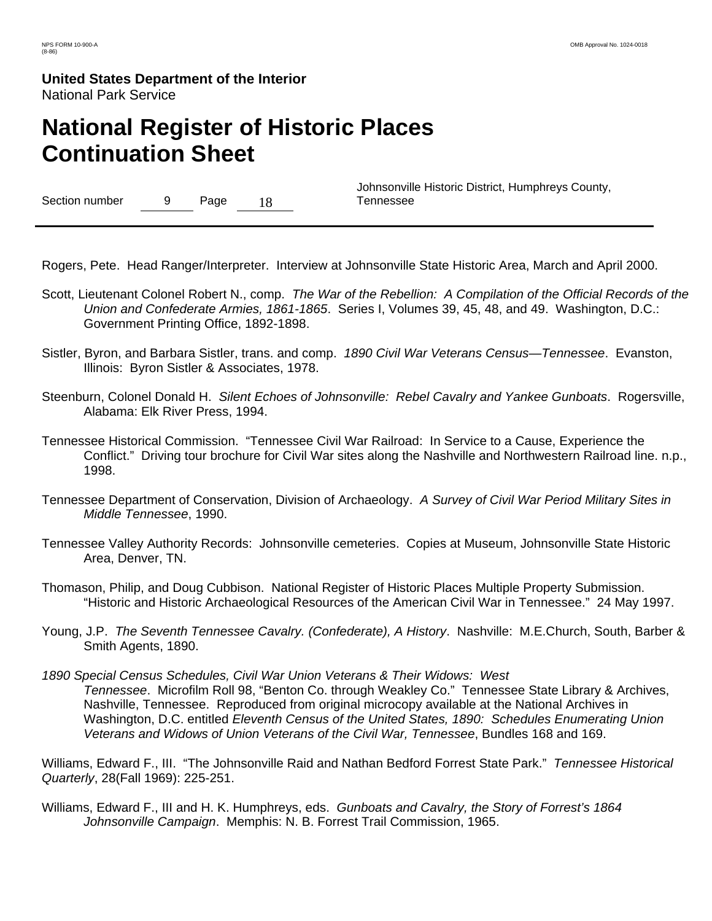Rogers, Pete. Head Ranger/Interpreter. Interview at Johnsonville State Historic Area, March and April 2000.

Scott, Lieutenant Colonel Robert N., comp. *The War of the Rebellion: A Compilation of the Official Records of the Union and Confederate Armies, 1861-1865*. Series I, Volumes 39, 45, 48, and 49. Washington, D.C.: Government Printing Office, 1892-1898.

Sistler, Byron, and Barbara Sistler, trans. and comp. *1890 Civil War Veterans Census—Tennessee*. Evanston, Illinois: Byron Sistler & Associates, 1978.

Steenburn, Colonel Donald H. *Silent Echoes of Johnsonville: Rebel Cavalry and Yankee Gunboats*. Rogersville, Alabama: Elk River Press, 1994.

Tennessee Historical Commission. "Tennessee Civil War Railroad: In Service to a Cause, Experience the Conflict." Driving tour brochure for Civil War sites along the Nashville and Northwestern Railroad line. n.p., 1998.

Tennessee Department of Conservation, Division of Archaeology. *A Survey of Civil War Period Military Sites in Middle Tennessee*, 1990.

Tennessee Valley Authority Records: Johnsonville cemeteries. Copies at Museum, Johnsonville State Historic Area, Denver, TN.

Thomason, Philip, and Doug Cubbison. National Register of Historic Places Multiple Property Submission. "Historic and Historic Archaeological Resources of the American Civil War in Tennessee." 24 May 1997.

Young, J.P. *The Seventh Tennessee Cavalry. (Confederate), A History*. Nashville: M.E.Church, South, Barber & Smith Agents, 1890.

*1890 Special Census Schedules, Civil War Union Veterans & Their Widows: West Tennessee*. Microfilm Roll 98, "Benton Co. through Weakley Co." Tennessee State Library & Archives, Nashville, Tennessee. Reproduced from original microcopy available at the National Archives in Washington, D.C. entitled *Eleventh Census of the United States, 1890: Schedules Enumerating Union Veterans and Widows of Union Veterans of the Civil War, Tennessee*, Bundles 168 and 169.

Williams, Edward F., III. "The Johnsonville Raid and Nathan Bedford Forrest State Park." *Tennessee Historical Quarterly*, 28(Fall 1969): 225-251.

Williams, Edward F., III and H. K. Humphreys, eds. *Gunboats and Cavalry, the Story of Forrest's 1864 Johnsonville Campaign*. Memphis: N. B. Forrest Trail Commission, 1965.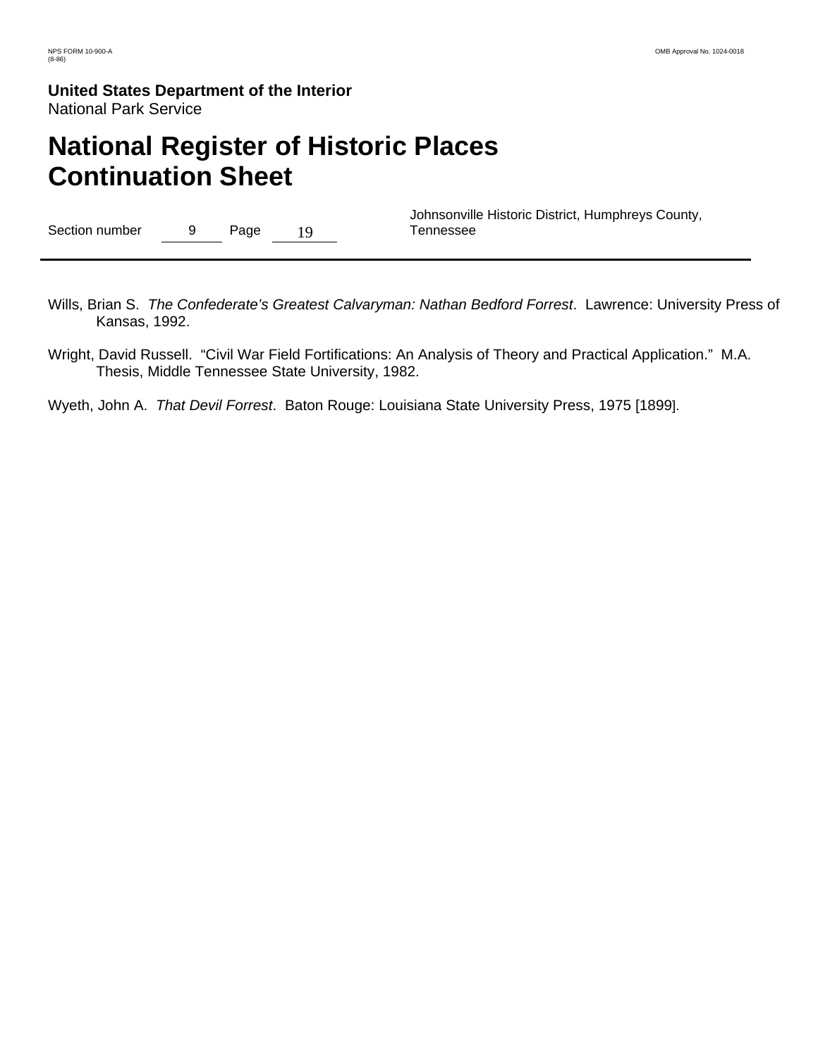Wills, Brian S. *The Confederate's Greatest Calvaryman: Nathan Bedford Forrest*. Lawrence: University Press of Kansas, 1992.

Wright, David Russell. "Civil War Field Fortifications: An Analysis of Theory and Practical Application." M.A. Thesis, Middle Tennessee State University, 1982.

Wyeth, John A. *That Devil Forrest*. Baton Rouge: Louisiana State University Press, 1975 [1899].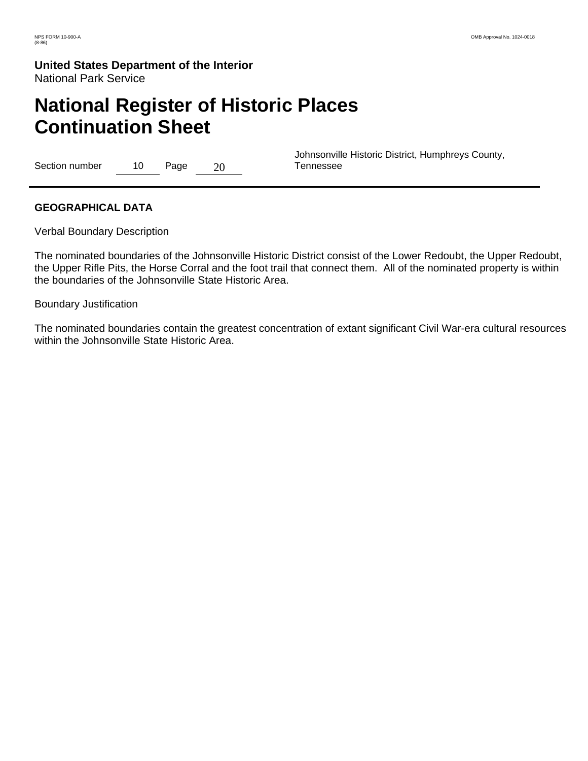## GEOGRAPHICAL DATA

Verbal Boundary Description

The nominated boundaries of the Johnsonville Historic District consist of the Lower Redoubt, the Upper Redoubt, the Upper Rifle Pits, the Horse Corral and the foot trail that connect them. All of the nominated property is within the boundaries of the Johnsonville State Historic Area.

Boundary Justification

The nominated boundaries contain the greatest concentration of extant significant Civil War-era cultural resources within the Johnsonville State Historic Area.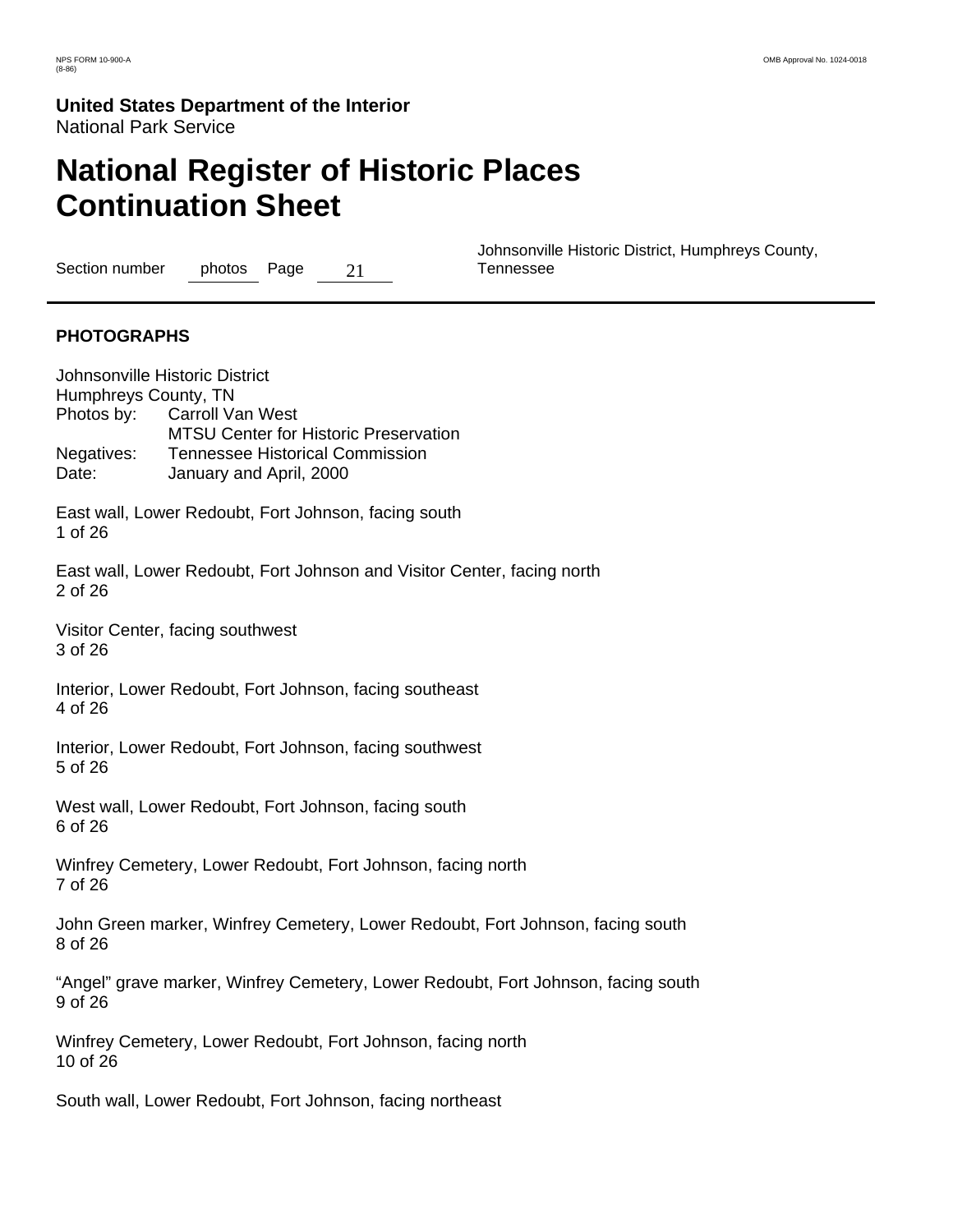## PHOTOGRAPHS

Johnsonville Historic District
Humphreys County, TN
Photos by: Carroll Van West
MTSU Center for Historic Preservation
Negatives: Tennessee Historical Commission
Date: January and April, 2000

East wall, Lower Redoubt, Fort Johnson, facing south
1 of 26

East wall, Lower Redoubt, Fort Johnson and Visitor Center, facing north
2 of 26

Visitor Center, facing southwest
3 of 26

Interior, Lower Redoubt, Fort Johnson, facing southeast
4 of 26

Interior, Lower Redoubt, Fort Johnson, facing southwest
5 of 26

West wall, Lower Redoubt, Fort Johnson, facing south
6 of 26

Winfrey Cemetery, Lower Redoubt, Fort Johnson, facing north
7 of 26

John Green marker, Winfrey Cemetery, Lower Redoubt, Fort Johnson, facing south
8 of 26

"Angel" grave marker, Winfrey Cemetery, Lower Redoubt, Fort Johnson, facing south
9 of 26

Winfrey Cemetery, Lower Redoubt, Fort Johnson, facing north
10 of 26

South wall, Lower Redoubt, Fort Johnson, facing northeast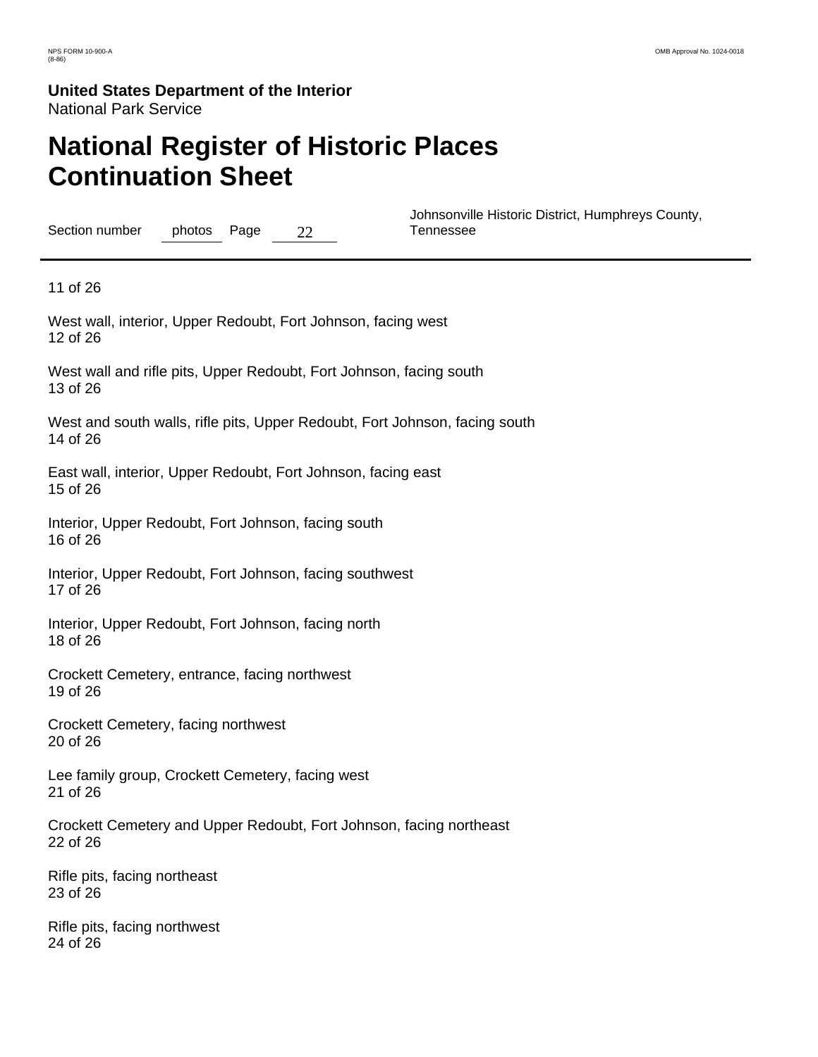11 of 26

West wall, interior, Upper Redoubt, Fort Johnson, facing west
12 of 26

West wall and rifle pits, Upper Redoubt, Fort Johnson, facing south
13 of 26

West and south walls, rifle pits, Upper Redoubt, Fort Johnson, facing south
14 of 26

East wall, interior, Upper Redoubt, Fort Johnson, facing east
15 of 26

Interior, Upper Redoubt, Fort Johnson, facing south
16 of 26

Interior, Upper Redoubt, Fort Johnson, facing southwest
17 of 26

Interior, Upper Redoubt, Fort Johnson, facing north
18 of 26

Crockett Cemetery, entrance, facing northwest
19 of 26

Crockett Cemetery, facing northwest
20 of 26

Lee family group, Crockett Cemetery, facing west
21 of 26

Crockett Cemetery and Upper Redoubt, Fort Johnson, facing northeast
22 of 26

Rifle pits, facing northeast
23 of 26

Rifle pits, facing northwest
24 of 26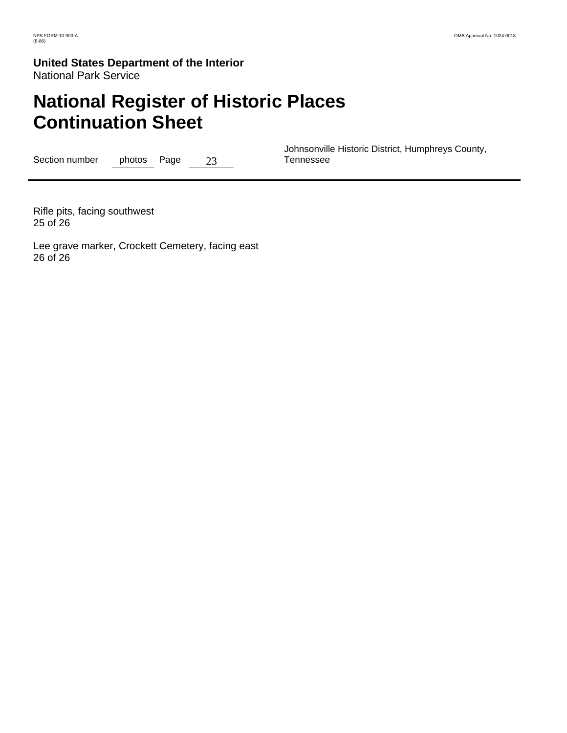Rifle pits, facing southwest
25 of 26

Lee grave marker, Crockett Cemetery, facing east
26 of 26